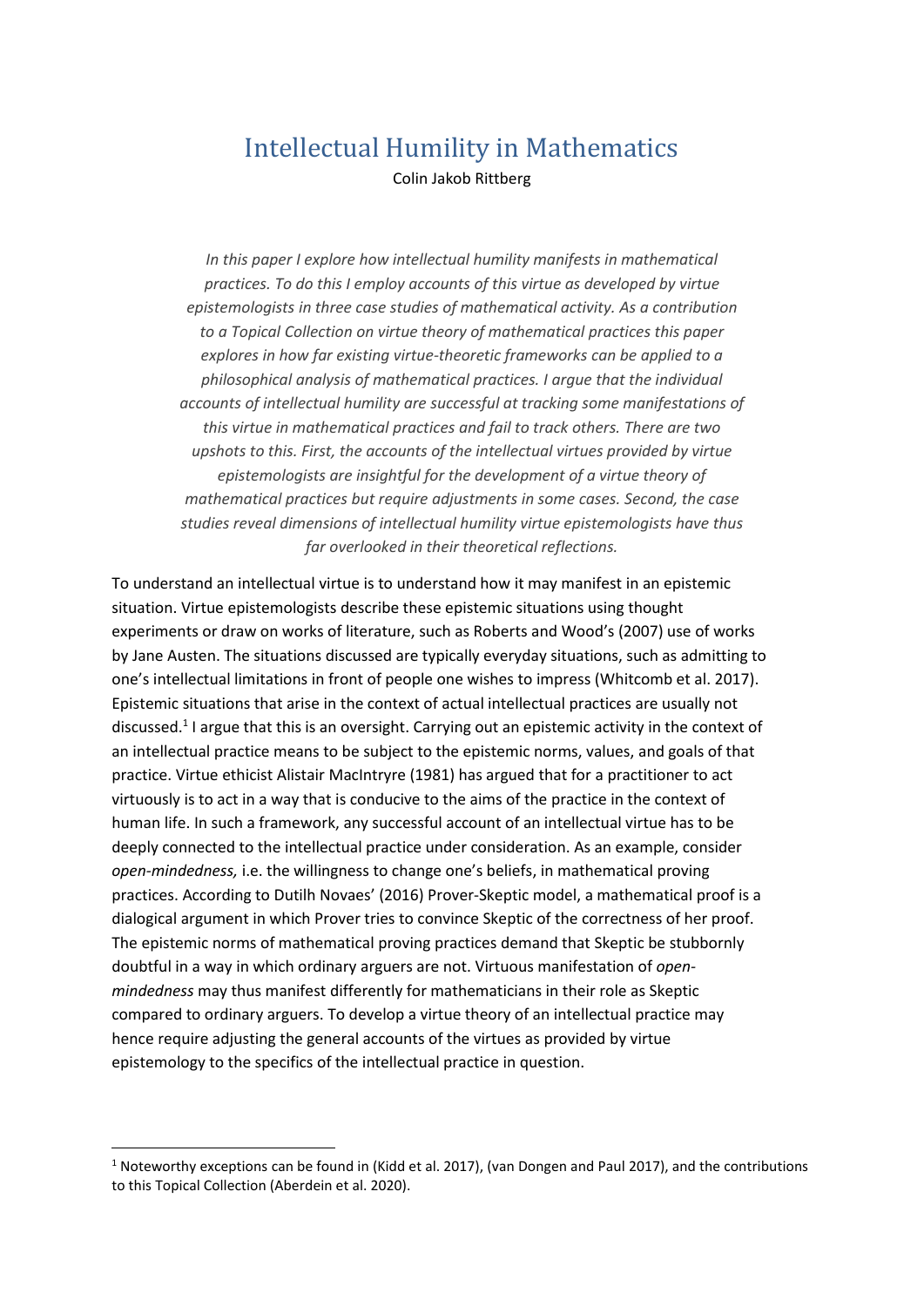# Intellectual Humility in Mathematics

Colin Jakob Rittberg

*In this paper I explore how intellectual humility manifests in mathematical practices. To do this I employ accounts of this virtue as developed by virtue epistemologists in three case studies of mathematical activity. As a contribution to a Topical Collection on virtue theory of mathematical practices this paper explores in how far existing virtue-theoretic frameworks can be applied to a philosophical analysis of mathematical practices. I argue that the individual accounts of intellectual humility are successful at tracking some manifestations of this virtue in mathematical practices and fail to track others. There are two upshots to this. First, the accounts of the intellectual virtues provided by virtue epistemologists are insightful for the development of a virtue theory of mathematical practices but require adjustments in some cases. Second, the case studies reveal dimensions of intellectual humility virtue epistemologists have thus far overlooked in their theoretical reflections.*

To understand an intellectual virtue is to understand how it may manifest in an epistemic situation. Virtue epistemologists describe these epistemic situations using thought experiments or draw on works of literature, such as Roberts and Wood's (2007) use of works by Jane Austen. The situations discussed are typically everyday situations, such as admitting to one's intellectual limitations in front of people one wishes to impress (Whitcomb et al. 2017). Epistemic situations that arise in the context of actual intellectual practices are usually not discussed.[1] I argue that this is an oversight. Carrying out an epistemic activity in the context of an intellectual practice means to be subject to the epistemic norms, values, and goals of that practice. Virtue ethicist Alistair MacIntryre (1981) has argued that for a practitioner to act virtuously is to act in a way that is conducive to the aims of the practice in the context of human life. In such a framework, any successful account of an intellectual virtue has to be deeply connected to the intellectual practice under consideration. As an example, consider *open-mindedness,* i.e. the willingness to change one's beliefs, in mathematical proving practices. According to Dutilh Novaes' (2016) Prover-Skeptic model, a mathematical proof is a dialogical argument in which Prover tries to convince Skeptic of the correctness of her proof. The epistemic norms of mathematical proving practices demand that Skeptic be stubbornly doubtful in a way in which ordinary arguers are not. Virtuous manifestation of *open-mindedness* may thus manifest differently for mathematicians in their role as Skeptic compared to ordinary arguers. To develop a virtue theory of an intellectual practice may hence require adjusting the general accounts of the virtues as provided by virtue epistemology to the specifics of the intellectual practice in question.

[1] Noteworthy exceptions can be found in (Kidd et al. 2017), (van Dongen and Paul 2017), and the contributions to this Topical Collection (Aberdein et al. 2020).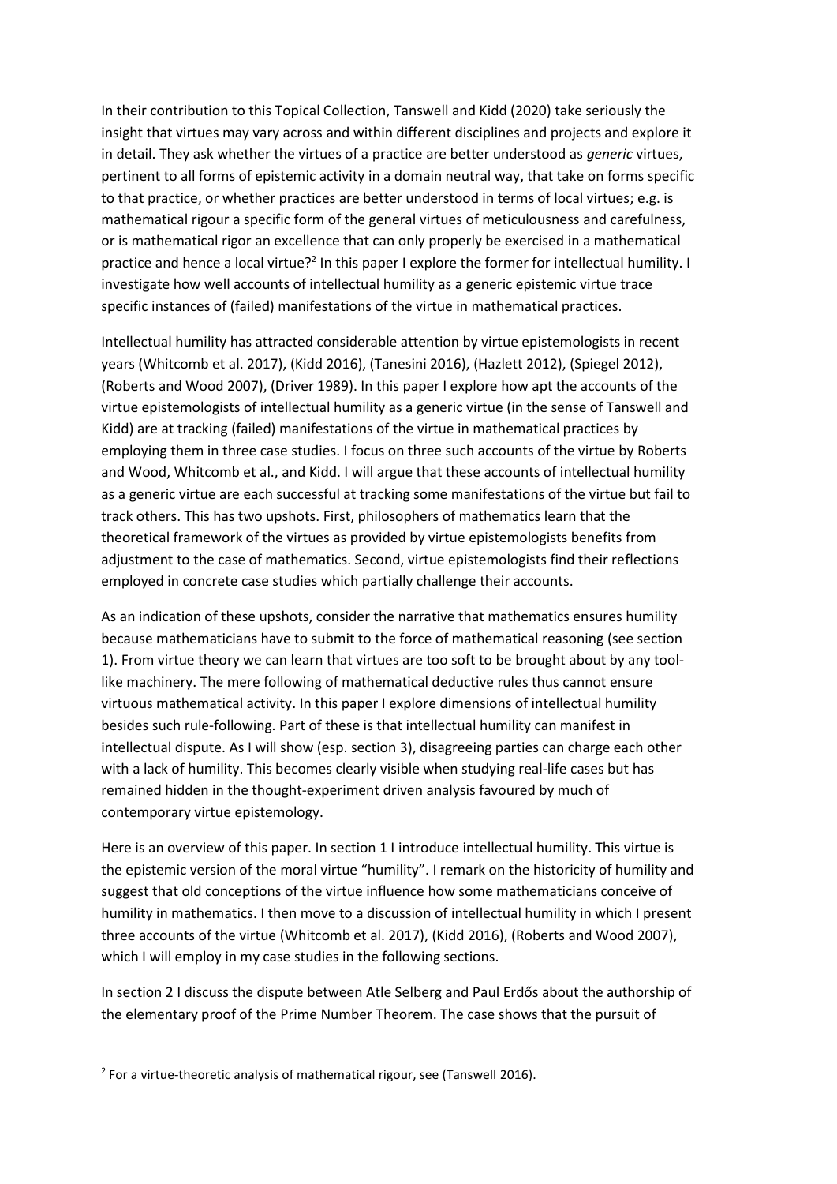In their contribution to this Topical Collection, Tanswell and Kidd (2020) take seriously the insight that virtues may vary across and within different disciplines and projects and explore it in detail. They ask whether the virtues of a practice are better understood as *generic* virtues, pertinent to all forms of epistemic activity in a domain neutral way, that take on forms specific to that practice, or whether practices are better understood in terms of local virtues; e.g. is mathematical rigour a specific form of the general virtues of meticulousness and carefulness, or is mathematical rigor an excellence that can only properly be exercised in a mathematical practice and hence a local virtue?[2] In this paper I explore the former for intellectual humility. I investigate how well accounts of intellectual humility as a generic epistemic virtue trace specific instances of (failed) manifestations of the virtue in mathematical practices.

Intellectual humility has attracted considerable attention by virtue epistemologists in recent years (Whitcomb et al. 2017), (Kidd 2016), (Tanesini 2016), (Hazlett 2012), (Spiegel 2012), (Roberts and Wood 2007), (Driver 1989). In this paper I explore how apt the accounts of the virtue epistemologists of intellectual humility as a generic virtue (in the sense of Tanswell and Kidd) are at tracking (failed) manifestations of the virtue in mathematical practices by employing them in three case studies. I focus on three such accounts of the virtue by Roberts and Wood, Whitcomb et al., and Kidd. I will argue that these accounts of intellectual humility as a generic virtue are each successful at tracking some manifestations of the virtue but fail to track others. This has two upshots. First, philosophers of mathematics learn that the theoretical framework of the virtues as provided by virtue epistemologists benefits from adjustment to the case of mathematics. Second, virtue epistemologists find their reflections employed in concrete case studies which partially challenge their accounts.

As an indication of these upshots, consider the narrative that mathematics ensures humility because mathematicians have to submit to the force of mathematical reasoning (see section 1). From virtue theory we can learn that virtues are too soft to be brought about by any tool-like machinery. The mere following of mathematical deductive rules thus cannot ensure virtuous mathematical activity. In this paper I explore dimensions of intellectual humility besides such rule-following. Part of these is that intellectual humility can manifest in intellectual dispute. As I will show (esp. section 3), disagreeing parties can charge each other with a lack of humility. This becomes clearly visible when studying real-life cases but has remained hidden in the thought-experiment driven analysis favoured by much of contemporary virtue epistemology.

Here is an overview of this paper. In section 1 I introduce intellectual humility. This virtue is the epistemic version of the moral virtue "humility". I remark on the historicity of humility and suggest that old conceptions of the virtue influence how some mathematicians conceive of humility in mathematics. I then move to a discussion of intellectual humility in which I present three accounts of the virtue (Whitcomb et al. 2017), (Kidd 2016), (Roberts and Wood 2007), which I will employ in my case studies in the following sections.

In section 2 I discuss the dispute between Atle Selberg and Paul Erdős about the authorship of the elementary proof of the Prime Number Theorem. The case shows that the pursuit of

[2] For a virtue-theoretic analysis of mathematical rigour, see (Tanswell 2016).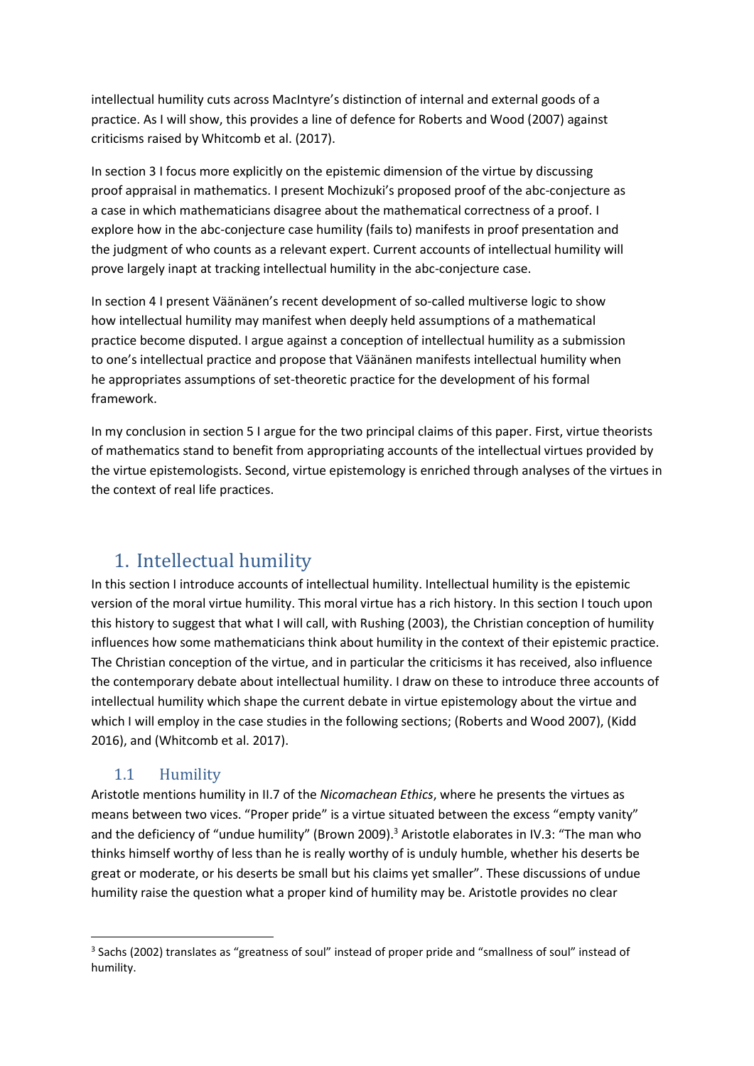intellectual humility cuts across MacIntyre's distinction of internal and external goods of a practice. As I will show, this provides a line of defence for Roberts and Wood (2007) against criticisms raised by Whitcomb et al. (2017).

In section 3 I focus more explicitly on the epistemic dimension of the virtue by discussing proof appraisal in mathematics. I present Mochizuki's proposed proof of the abc-conjecture as a case in which mathematicians disagree about the mathematical correctness of a proof. I explore how in the abc-conjecture case humility (fails to) manifests in proof presentation and the judgment of who counts as a relevant expert. Current accounts of intellectual humility will prove largely inapt at tracking intellectual humility in the abc-conjecture case.

In section 4 I present Väänänen's recent development of so-called multiverse logic to show how intellectual humility may manifest when deeply held assumptions of a mathematical practice become disputed. I argue against a conception of intellectual humility as a submission to one's intellectual practice and propose that Väänänen manifests intellectual humility when he appropriates assumptions of set-theoretic practice for the development of his formal framework.

In my conclusion in section 5 I argue for the two principal claims of this paper. First, virtue theorists of mathematics stand to benefit from appropriating accounts of the intellectual virtues provided by the virtue epistemologists. Second, virtue epistemology is enriched through analyses of the virtues in the context of real life practices.

# 1. Intellectual humility

In this section I introduce accounts of intellectual humility. Intellectual humility is the epistemic version of the moral virtue humility. This moral virtue has a rich history. In this section I touch upon this history to suggest that what I will call, with Rushing (2003), the Christian conception of humility influences how some mathematicians think about humility in the context of their epistemic practice. The Christian conception of the virtue, and in particular the criticisms it has received, also influence the contemporary debate about intellectual humility. I draw on these to introduce three accounts of intellectual humility which shape the current debate in virtue epistemology about the virtue and which I will employ in the case studies in the following sections; (Roberts and Wood 2007), (Kidd 2016), and (Whitcomb et al. 2017).

## 1.1 Humility

Aristotle mentions humility in II.7 of the *Nicomachean Ethics*, where he presents the virtues as means between two vices. "Proper pride" is a virtue situated between the excess "empty vanity" and the deficiency of "undue humility" (Brown 2009).[3] Aristotle elaborates in IV.3: "The man who thinks himself worthy of less than he is really worthy of is unduly humble, whether his deserts be great or moderate, or his deserts be small but his claims yet smaller". These discussions of undue humility raise the question what a proper kind of humility may be. Aristotle provides no clear

[3] Sachs (2002) translates as "greatness of soul" instead of proper pride and "smallness of soul" instead of humility.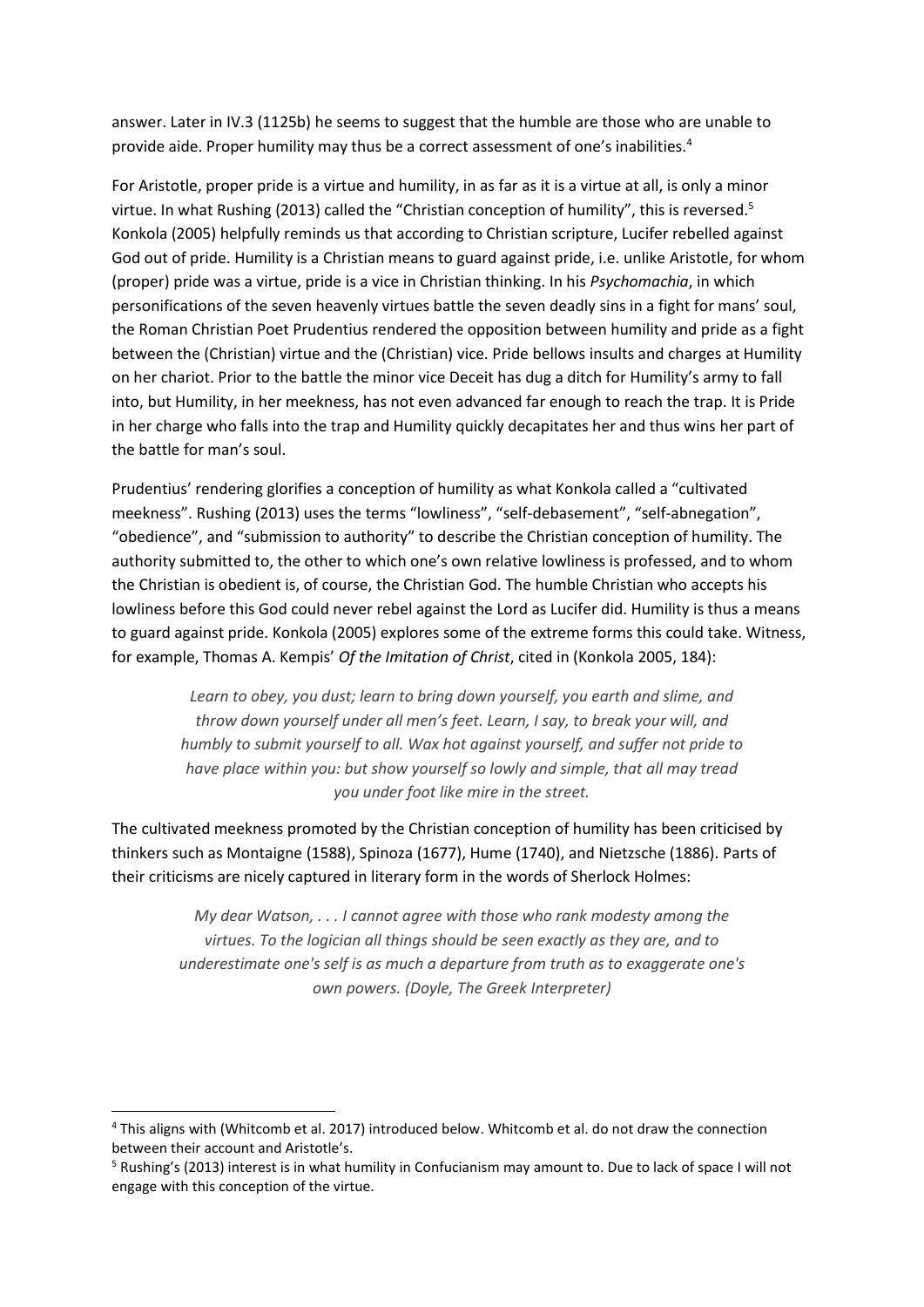answer. Later in IV.3 (1125b) he seems to suggest that the humble are those who are unable to provide aide. Proper humility may thus be a correct assessment of one's inabilities.[4]

For Aristotle, proper pride is a virtue and humility, in as far as it is a virtue at all, is only a minor virtue. In what Rushing (2013) called the "Christian conception of humility", this is reversed.[5] Konkola (2005) helpfully reminds us that according to Christian scripture, Lucifer rebelled against God out of pride. Humility is a Christian means to guard against pride, i.e. unlike Aristotle, for whom (proper) pride was a virtue, pride is a vice in Christian thinking. In his *Psychomachia*, in which personifications of the seven heavenly virtues battle the seven deadly sins in a fight for mans' soul, the Roman Christian Poet Prudentius rendered the opposition between humility and pride as a fight between the (Christian) virtue and the (Christian) vice. Pride bellows insults and charges at Humility on her chariot. Prior to the battle the minor vice Deceit has dug a ditch for Humility's army to fall into, but Humility, in her meekness, has not even advanced far enough to reach the trap. It is Pride in her charge who falls into the trap and Humility quickly decapitates her and thus wins her part of the battle for man's soul.

Prudentius' rendering glorifies a conception of humility as what Konkola called a "cultivated meekness". Rushing (2013) uses the terms "lowliness", "self-debasement", "self-abnegation", "obedience", and "submission to authority" to describe the Christian conception of humility. The authority submitted to, the other to which one's own relative lowliness is professed, and to whom the Christian is obedient is, of course, the Christian God. The humble Christian who accepts his lowliness before this God could never rebel against the Lord as Lucifer did. Humility is thus a means to guard against pride. Konkola (2005) explores some of the extreme forms this could take. Witness, for example, Thomas A. Kempis' *Of the Imitation of Christ*, cited in (Konkola 2005, 184):

> *Learn to obey, you dust; learn to bring down yourself, you earth and slime, and throw down yourself under all men's feet. Learn, I say, to break your will, and humbly to submit yourself to all. Wax hot against yourself, and suffer not pride to have place within you: but show yourself so lowly and simple, that all may tread you under foot like mire in the street.*

The cultivated meekness promoted by the Christian conception of humility has been criticised by thinkers such as Montaigne (1588), Spinoza (1677), Hume (1740), and Nietzsche (1886). Parts of their criticisms are nicely captured in literary form in the words of Sherlock Holmes:

> *My dear Watson, . . . I cannot agree with those who rank modesty among the virtues. To the logician all things should be seen exactly as they are, and to underestimate one's self is as much a departure from truth as to exaggerate one's own powers. (Doyle, The Greek Interpreter)*

---

[4] This aligns with (Whitcomb et al. 2017) introduced below. Whitcomb et al. do not draw the connection between their account and Aristotle's.

[5] Rushing's (2013) interest is in what humility in Confucianism may amount to. Due to lack of space I will not engage with this conception of the virtue.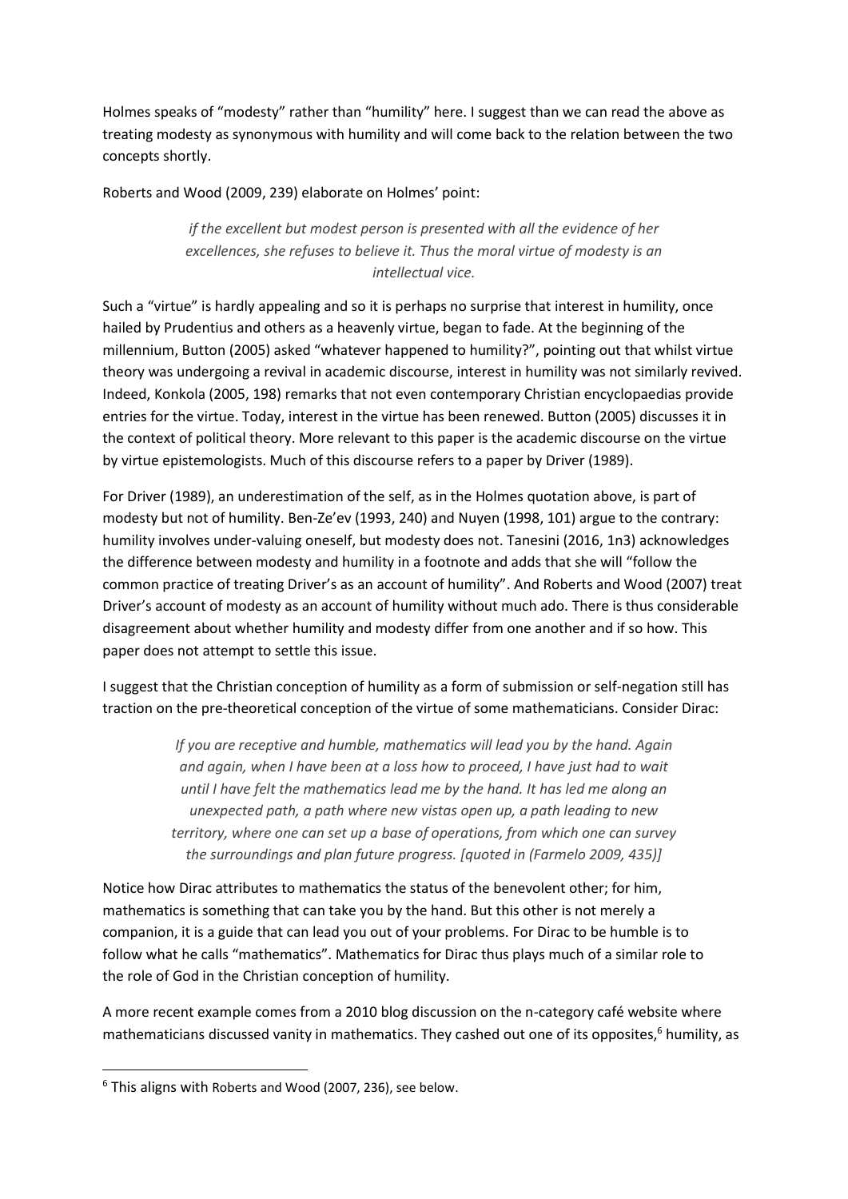Holmes speaks of "modesty" rather than "humility" here. I suggest than we can read the above as treating modesty as synonymous with humility and will come back to the relation between the two concepts shortly.

Roberts and Wood (2009, 239) elaborate on Holmes' point:

> *if the excellent but modest person is presented with all the evidence of her excellences, she refuses to believe it. Thus the moral virtue of modesty is an intellectual vice.*

Such a "virtue" is hardly appealing and so it is perhaps no surprise that interest in humility, once hailed by Prudentius and others as a heavenly virtue, began to fade. At the beginning of the millennium, Button (2005) asked "whatever happened to humility?", pointing out that whilst virtue theory was undergoing a revival in academic discourse, interest in humility was not similarly revived. Indeed, Konkola (2005, 198) remarks that not even contemporary Christian encyclopaedias provide entries for the virtue. Today, interest in the virtue has been renewed. Button (2005) discusses it in the context of political theory. More relevant to this paper is the academic discourse on the virtue by virtue epistemologists. Much of this discourse refers to a paper by Driver (1989).

For Driver (1989), an underestimation of the self, as in the Holmes quotation above, is part of modesty but not of humility. Ben-Ze'ev (1993, 240) and Nuyen (1998, 101) argue to the contrary: humility involves under-valuing oneself, but modesty does not. Tanesini (2016, 1n3) acknowledges the difference between modesty and humility in a footnote and adds that she will "follow the common practice of treating Driver's as an account of humility". And Roberts and Wood (2007) treat Driver's account of modesty as an account of humility without much ado. There is thus considerable disagreement about whether humility and modesty differ from one another and if so how. This paper does not attempt to settle this issue.

I suggest that the Christian conception of humility as a form of submission or self-negation still has traction on the pre-theoretical conception of the virtue of some mathematicians. Consider Dirac:

> *If you are receptive and humble, mathematics will lead you by the hand. Again and again, when I have been at a loss how to proceed, I have just had to wait until I have felt the mathematics lead me by the hand. It has led me along an unexpected path, a path where new vistas open up, a path leading to new territory, where one can set up a base of operations, from which one can survey the surroundings and plan future progress. [quoted in (Farmelo 2009, 435)]*

Notice how Dirac attributes to mathematics the status of the benevolent other; for him, mathematics is something that can take you by the hand. But this other is not merely a companion, it is a guide that can lead you out of your problems. For Dirac to be humble is to follow what he calls "mathematics". Mathematics for Dirac thus plays much of a similar role to the role of God in the Christian conception of humility.

A more recent example comes from a 2010 blog discussion on the n-category café website where mathematicians discussed vanity in mathematics. They cashed out one of its opposites,[6] humility, as

[6] This aligns with Roberts and Wood (2007, 236), see below.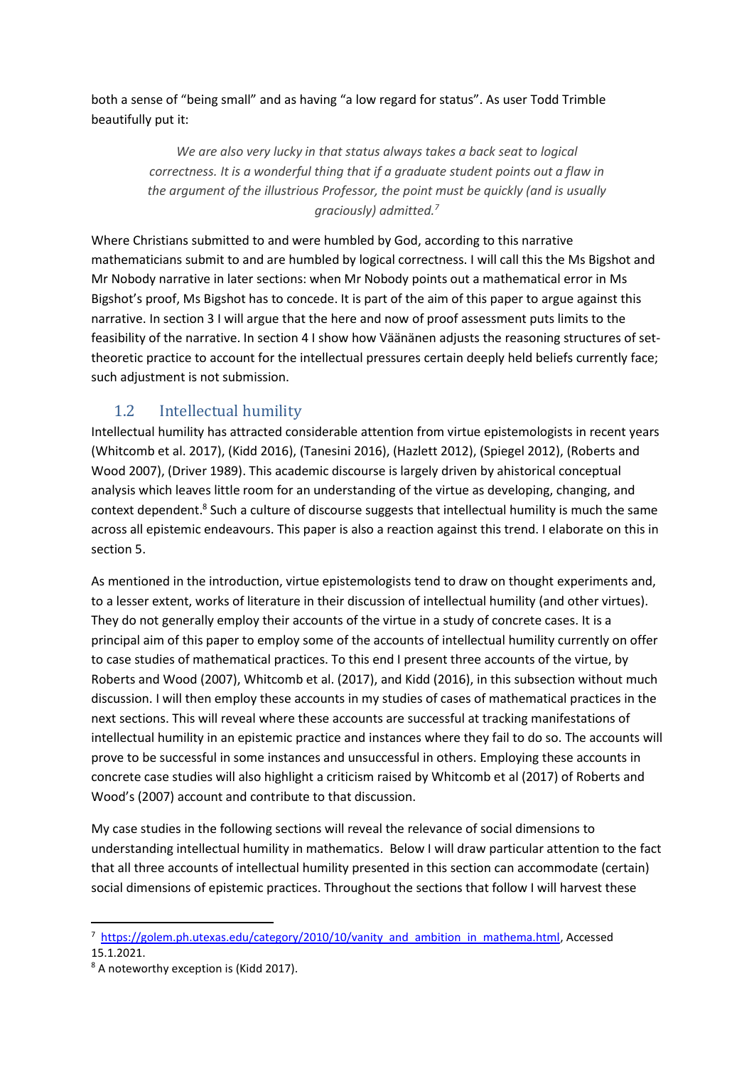both a sense of "being small" and as having "a low regard for status". As user Todd Trimble beautifully put it:

> *We are also very lucky in that status always takes a back seat to logical correctness. It is a wonderful thing that if a graduate student points out a flaw in the argument of the illustrious Professor, the point must be quickly (and is usually graciously) admitted.*[7]

Where Christians submitted to and were humbled by God, according to this narrative mathematicians submit to and are humbled by logical correctness. I will call this the Ms Bigshot and Mr Nobody narrative in later sections: when Mr Nobody points out a mathematical error in Ms Bigshot's proof, Ms Bigshot has to concede. It is part of the aim of this paper to argue against this narrative. In section 3 I will argue that the here and now of proof assessment puts limits to the feasibility of the narrative. In section 4 I show how Väänänen adjusts the reasoning structures of set-theoretic practice to account for the intellectual pressures certain deeply held beliefs currently face; such adjustment is not submission.

## 1.2 Intellectual humility

Intellectual humility has attracted considerable attention from virtue epistemologists in recent years (Whitcomb et al. 2017), (Kidd 2016), (Tanesini 2016), (Hazlett 2012), (Spiegel 2012), (Roberts and Wood 2007), (Driver 1989). This academic discourse is largely driven by ahistorical conceptual analysis which leaves little room for an understanding of the virtue as developing, changing, and context dependent.[8] Such a culture of discourse suggests that intellectual humility is much the same across all epistemic endeavours. This paper is also a reaction against this trend. I elaborate on this in section 5.

As mentioned in the introduction, virtue epistemologists tend to draw on thought experiments and, to a lesser extent, works of literature in their discussion of intellectual humility (and other virtues). They do not generally employ their accounts of the virtue in a study of concrete cases. It is a principal aim of this paper to employ some of the accounts of intellectual humility currently on offer to case studies of mathematical practices. To this end I present three accounts of the virtue, by Roberts and Wood (2007), Whitcomb et al. (2017), and Kidd (2016), in this subsection without much discussion. I will then employ these accounts in my studies of cases of mathematical practices in the next sections. This will reveal where these accounts are successful at tracking manifestations of intellectual humility in an epistemic practice and instances where they fail to do so. The accounts will prove to be successful in some instances and unsuccessful in others. Employing these accounts in concrete case studies will also highlight a criticism raised by Whitcomb et al (2017) of Roberts and Wood's (2007) account and contribute to that discussion.

My case studies in the following sections will reveal the relevance of social dimensions to understanding intellectual humility in mathematics. Below I will draw particular attention to the fact that all three accounts of intellectual humility presented in this section can accommodate (certain) social dimensions of epistemic practices. Throughout the sections that follow I will harvest these

---

[7] https://golem.ph.utexas.edu/category/2010/10/vanity_and_ambition_in_mathema.html, Accessed 15.1.2021.

[8] A noteworthy exception is (Kidd 2017).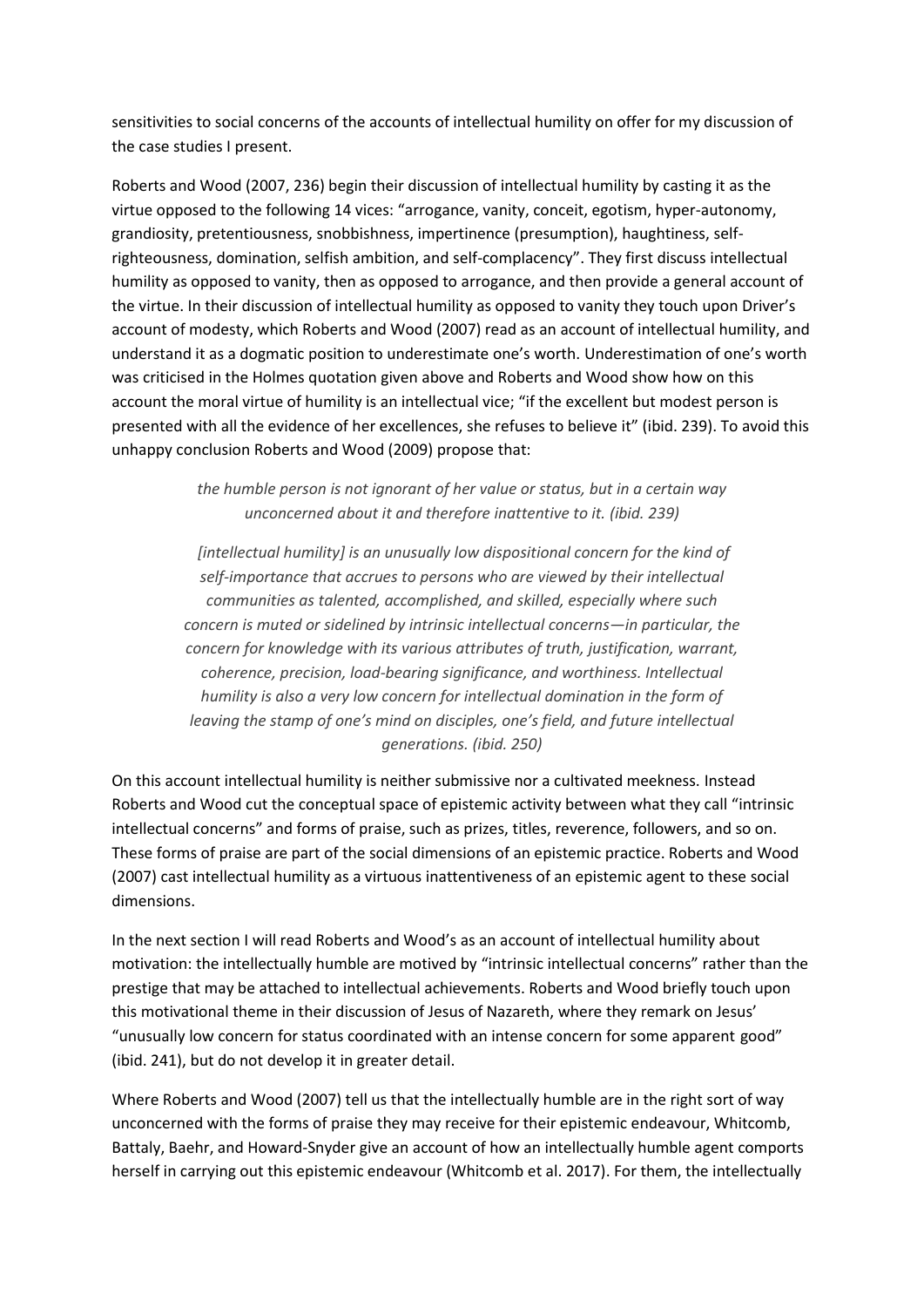sensitivities to social concerns of the accounts of intellectual humility on offer for my discussion of the case studies I present.

Roberts and Wood (2007, 236) begin their discussion of intellectual humility by casting it as the virtue opposed to the following 14 vices: "arrogance, vanity, conceit, egotism, hyper-autonomy, grandiosity, pretentiousness, snobbishness, impertinence (presumption), haughtiness, self-righteousness, domination, selfish ambition, and self-complacency". They first discuss intellectual humility as opposed to vanity, then as opposed to arrogance, and then provide a general account of the virtue. In their discussion of intellectual humility as opposed to vanity they touch upon Driver's account of modesty, which Roberts and Wood (2007) read as an account of intellectual humility, and understand it as a dogmatic position to underestimate one's worth. Underestimation of one's worth was criticised in the Holmes quotation given above and Roberts and Wood show how on this account the moral virtue of humility is an intellectual vice; "if the excellent but modest person is presented with all the evidence of her excellences, she refuses to believe it" (ibid. 239). To avoid this unhappy conclusion Roberts and Wood (2009) propose that:

> *the humble person is not ignorant of her value or status, but in a certain way unconcerned about it and therefore inattentive to it. (ibid. 239)*
>
> *[intellectual humility] is an unusually low dispositional concern for the kind of self-importance that accrues to persons who are viewed by their intellectual communities as talented, accomplished, and skilled, especially where such concern is muted or sidelined by intrinsic intellectual concerns—in particular, the concern for knowledge with its various attributes of truth, justification, warrant, coherence, precision, load-bearing significance, and worthiness. Intellectual humility is also a very low concern for intellectual domination in the form of leaving the stamp of one's mind on disciples, one's field, and future intellectual generations. (ibid. 250)*

On this account intellectual humility is neither submissive nor a cultivated meekness. Instead Roberts and Wood cut the conceptual space of epistemic activity between what they call "intrinsic intellectual concerns" and forms of praise, such as prizes, titles, reverence, followers, and so on. These forms of praise are part of the social dimensions of an epistemic practice. Roberts and Wood (2007) cast intellectual humility as a virtuous inattentiveness of an epistemic agent to these social dimensions.

In the next section I will read Roberts and Wood's as an account of intellectual humility about motivation: the intellectually humble are motived by "intrinsic intellectual concerns" rather than the prestige that may be attached to intellectual achievements. Roberts and Wood briefly touch upon this motivational theme in their discussion of Jesus of Nazareth, where they remark on Jesus' "unusually low concern for status coordinated with an intense concern for some apparent good" (ibid. 241), but do not develop it in greater detail.

Where Roberts and Wood (2007) tell us that the intellectually humble are in the right sort of way unconcerned with the forms of praise they may receive for their epistemic endeavour, Whitcomb, Battaly, Baehr, and Howard-Snyder give an account of how an intellectually humble agent comports herself in carrying out this epistemic endeavour (Whitcomb et al. 2017). For them, the intellectually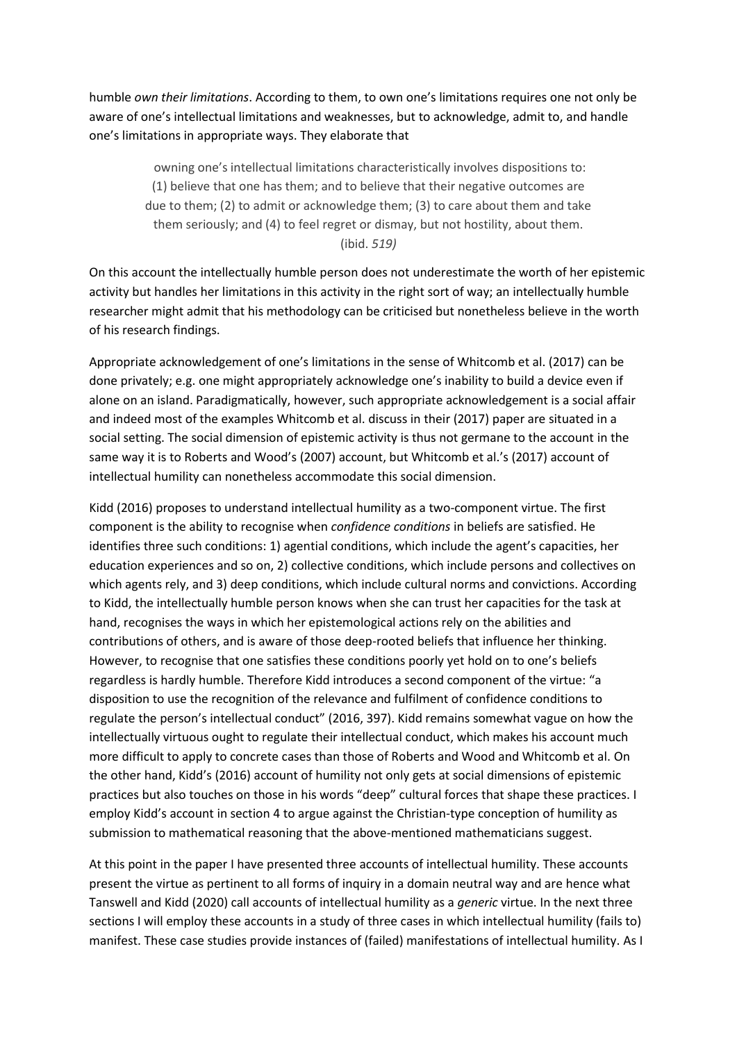humble *own their limitations*. According to them, to own one's limitations requires one not only be aware of one's intellectual limitations and weaknesses, but to acknowledge, admit to, and handle one's limitations in appropriate ways. They elaborate that

> owning one's intellectual limitations characteristically involves dispositions to: (1) believe that one has them; and to believe that their negative outcomes are due to them; (2) to admit or acknowledge them; (3) to care about them and take them seriously; and (4) to feel regret or dismay, but not hostility, about them. (ibid. *519)*

On this account the intellectually humble person does not underestimate the worth of her epistemic activity but handles her limitations in this activity in the right sort of way; an intellectually humble researcher might admit that his methodology can be criticised but nonetheless believe in the worth of his research findings.

Appropriate acknowledgement of one's limitations in the sense of Whitcomb et al. (2017) can be done privately; e.g. one might appropriately acknowledge one's inability to build a device even if alone on an island. Paradigmatically, however, such appropriate acknowledgement is a social affair and indeed most of the examples Whitcomb et al. discuss in their (2017) paper are situated in a social setting. The social dimension of epistemic activity is thus not germane to the account in the same way it is to Roberts and Wood's (2007) account, but Whitcomb et al.'s (2017) account of intellectual humility can nonetheless accommodate this social dimension.

Kidd (2016) proposes to understand intellectual humility as a two-component virtue. The first component is the ability to recognise when *confidence conditions* in beliefs are satisfied. He identifies three such conditions: 1) agential conditions, which include the agent's capacities, her education experiences and so on, 2) collective conditions, which include persons and collectives on which agents rely, and 3) deep conditions, which include cultural norms and convictions. According to Kidd, the intellectually humble person knows when she can trust her capacities for the task at hand, recognises the ways in which her epistemological actions rely on the abilities and contributions of others, and is aware of those deep-rooted beliefs that influence her thinking. However, to recognise that one satisfies these conditions poorly yet hold on to one's beliefs regardless is hardly humble. Therefore Kidd introduces a second component of the virtue: "a disposition to use the recognition of the relevance and fulfilment of confidence conditions to regulate the person's intellectual conduct" (2016, 397). Kidd remains somewhat vague on how the intellectually virtuous ought to regulate their intellectual conduct, which makes his account much more difficult to apply to concrete cases than those of Roberts and Wood and Whitcomb et al. On the other hand, Kidd's (2016) account of humility not only gets at social dimensions of epistemic practices but also touches on those in his words "deep" cultural forces that shape these practices. I employ Kidd's account in section 4 to argue against the Christian-type conception of humility as submission to mathematical reasoning that the above-mentioned mathematicians suggest.

At this point in the paper I have presented three accounts of intellectual humility. These accounts present the virtue as pertinent to all forms of inquiry in a domain neutral way and are hence what Tanswell and Kidd (2020) call accounts of intellectual humility as a *generic* virtue. In the next three sections I will employ these accounts in a study of three cases in which intellectual humility (fails to) manifest. These case studies provide instances of (failed) manifestations of intellectual humility. As I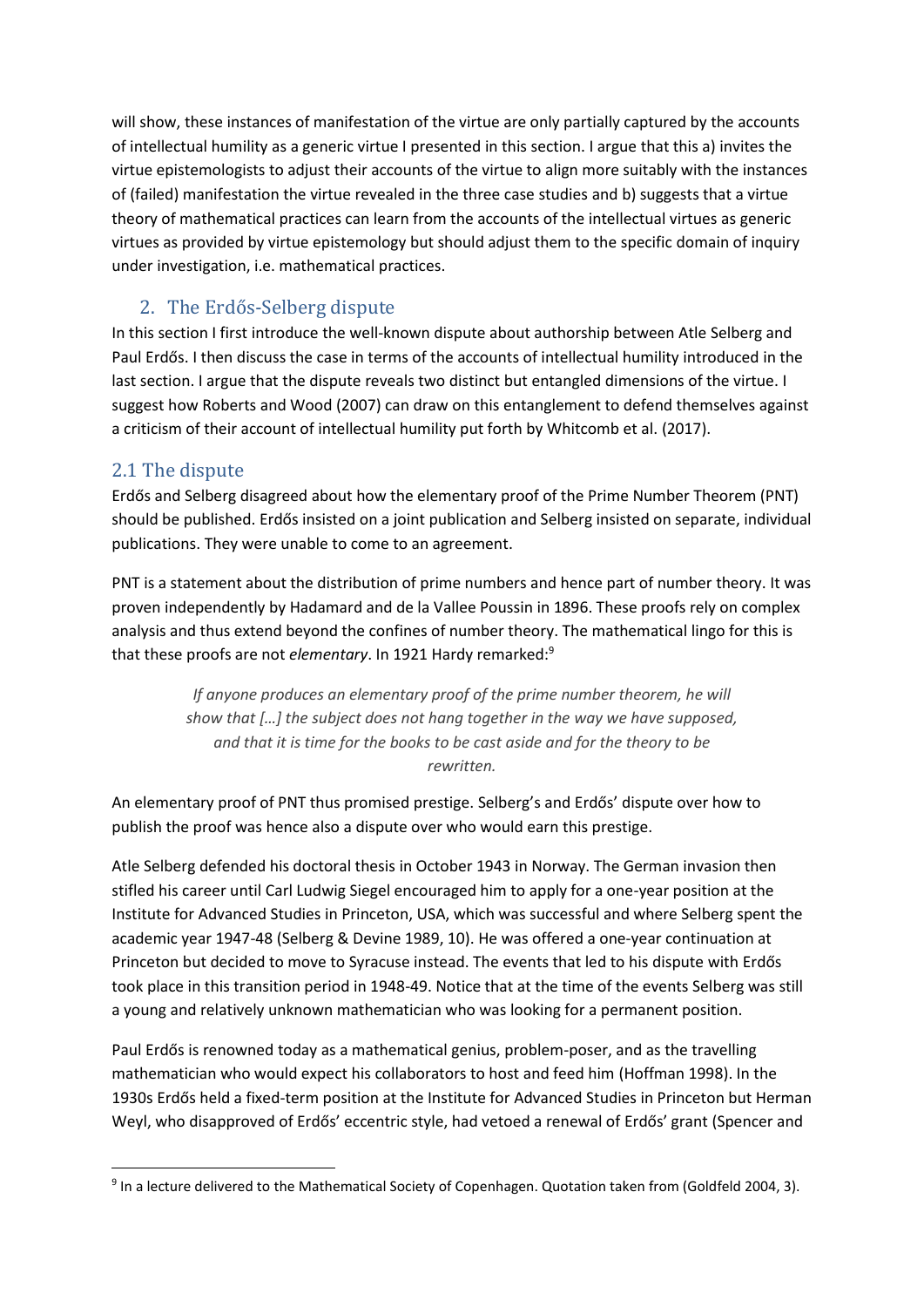will show, these instances of manifestation of the virtue are only partially captured by the accounts of intellectual humility as a generic virtue I presented in this section. I argue that this a) invites the virtue epistemologists to adjust their accounts of the virtue to align more suitably with the instances of (failed) manifestation the virtue revealed in the three case studies and b) suggests that a virtue theory of mathematical practices can learn from the accounts of the intellectual virtues as generic virtues as provided by virtue epistemology but should adjust them to the specific domain of inquiry under investigation, i.e. mathematical practices.

## 2. The Erdős-Selberg dispute

In this section I first introduce the well-known dispute about authorship between Atle Selberg and Paul Erdős. I then discuss the case in terms of the accounts of intellectual humility introduced in the last section. I argue that the dispute reveals two distinct but entangled dimensions of the virtue. I suggest how Roberts and Wood (2007) can draw on this entanglement to defend themselves against a criticism of their account of intellectual humility put forth by Whitcomb et al. (2017).

### 2.1 The dispute

Erdős and Selberg disagreed about how the elementary proof of the Prime Number Theorem (PNT) should be published. Erdős insisted on a joint publication and Selberg insisted on separate, individual publications. They were unable to come to an agreement.

PNT is a statement about the distribution of prime numbers and hence part of number theory. It was proven independently by Hadamard and de la Vallee Poussin in 1896. These proofs rely on complex analysis and thus extend beyond the confines of number theory. The mathematical lingo for this is that these proofs are not *elementary*. In 1921 Hardy remarked:[9]

> *If anyone produces an elementary proof of the prime number theorem, he will show that […] the subject does not hang together in the way we have supposed, and that it is time for the books to be cast aside and for the theory to be rewritten.*

An elementary proof of PNT thus promised prestige. Selberg's and Erdős' dispute over how to publish the proof was hence also a dispute over who would earn this prestige.

Atle Selberg defended his doctoral thesis in October 1943 in Norway. The German invasion then stifled his career until Carl Ludwig Siegel encouraged him to apply for a one-year position at the Institute for Advanced Studies in Princeton, USA, which was successful and where Selberg spent the academic year 1947-48 (Selberg & Devine 1989, 10). He was offered a one-year continuation at Princeton but decided to move to Syracuse instead. The events that led to his dispute with Erdős took place in this transition period in 1948-49. Notice that at the time of the events Selberg was still a young and relatively unknown mathematician who was looking for a permanent position.

Paul Erdős is renowned today as a mathematical genius, problem-poser, and as the travelling mathematician who would expect his collaborators to host and feed him (Hoffman 1998). In the 1930s Erdős held a fixed-term position at the Institute for Advanced Studies in Princeton but Herman Weyl, who disapproved of Erdős' eccentric style, had vetoed a renewal of Erdős' grant (Spencer and

[9] In a lecture delivered to the Mathematical Society of Copenhagen. Quotation taken from (Goldfeld 2004, 3).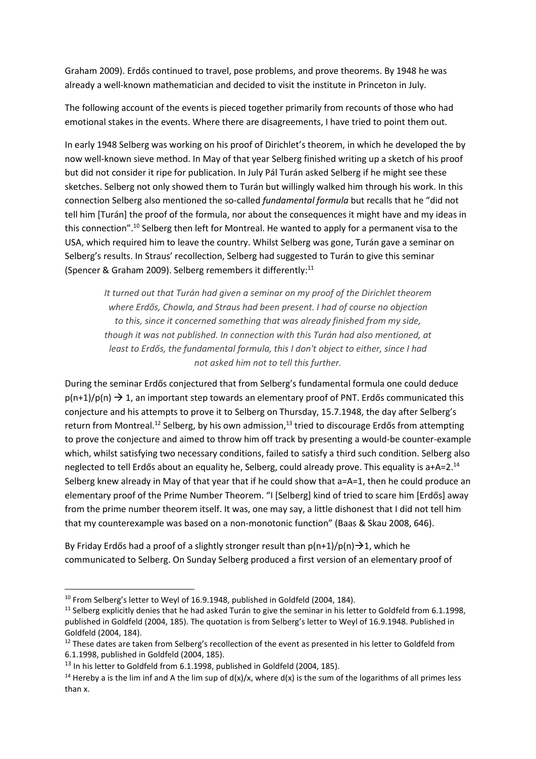Graham 2009). Erdős continued to travel, pose problems, and prove theorems. By 1948 he was already a well-known mathematician and decided to visit the institute in Princeton in July.

The following account of the events is pieced together primarily from recounts of those who had emotional stakes in the events. Where there are disagreements, I have tried to point them out.

In early 1948 Selberg was working on his proof of Dirichlet's theorem, in which he developed the by now well-known sieve method. In May of that year Selberg finished writing up a sketch of his proof but did not consider it ripe for publication. In July Pál Turán asked Selberg if he might see these sketches. Selberg not only showed them to Turán but willingly walked him through his work. In this connection Selberg also mentioned the so-called *fundamental formula* but recalls that he "did not tell him [Turán] the proof of the formula, nor about the consequences it might have and my ideas in this connection".[10] Selberg then left for Montreal. He wanted to apply for a permanent visa to the USA, which required him to leave the country. Whilst Selberg was gone, Turán gave a seminar on Selberg's results. In Straus' recollection, Selberg had suggested to Turán to give this seminar (Spencer & Graham 2009). Selberg remembers it differently:[11]

> *It turned out that Turán had given a seminar on my proof of the Dirichlet theorem where Erdős, Chowla, and Straus had been present. I had of course no objection to this, since it concerned something that was already finished from my side, though it was not published. In connection with this Turán had also mentioned, at least to Erdős, the fundamental formula, this I don't object to either, since I had not asked him not to tell this further.*

During the seminar Erdős conjectured that from Selberg's fundamental formula one could deduce $p(n+1)/p(n) \rightarrow 1$, an important step towards an elementary proof of PNT. Erdős communicated this conjecture and his attempts to prove it to Selberg on Thursday, 15.7.1948, the day after Selberg's return from Montreal.[12] Selberg, by his own admission,[13] tried to discourage Erdős from attempting to prove the conjecture and aimed to throw him off track by presenting a would-be counter-example which, whilst satisfying two necessary conditions, failed to satisfy a third such condition. Selberg also neglected to tell Erdős about an equality he, Selberg, could already prove. This equality is $a+A=2$.[14] Selberg knew already in May of that year that if he could show that $a=A=1$, then he could produce an elementary proof of the Prime Number Theorem. "I [Selberg] kind of tried to scare him [Erdős] away from the prime number theorem itself. It was, one may say, a little dishonest that I did not tell him that my counterexample was based on a non-monotonic function" (Baas & Skau 2008, 646).

By Friday Erdős had a proof of a slightly stronger result than $p(n+1)/p(n) \rightarrow 1$, which he communicated to Selberg. On Sunday Selberg produced a first version of an elementary proof of

---

[10] From Selberg's letter to Weyl of 16.9.1948, published in Goldfeld (2004, 184).

[11] Selberg explicitly denies that he had asked Turán to give the seminar in his letter to Goldfeld from 6.1.1998, published in Goldfeld (2004, 185). The quotation is from Selberg's letter to Weyl of 16.9.1948. Published in Goldfeld (2004, 184).

[12] These dates are taken from Selberg's recollection of the event as presented in his letter to Goldfeld from 6.1.1998, published in Goldfeld (2004, 185).

[13] In his letter to Goldfeld from 6.1.1998, published in Goldfeld (2004, 185).

[14] Hereby a is the lim inf and A the lim sup of $d(x)/x$, where $d(x)$ is the sum of the logarithms of all primes less than x.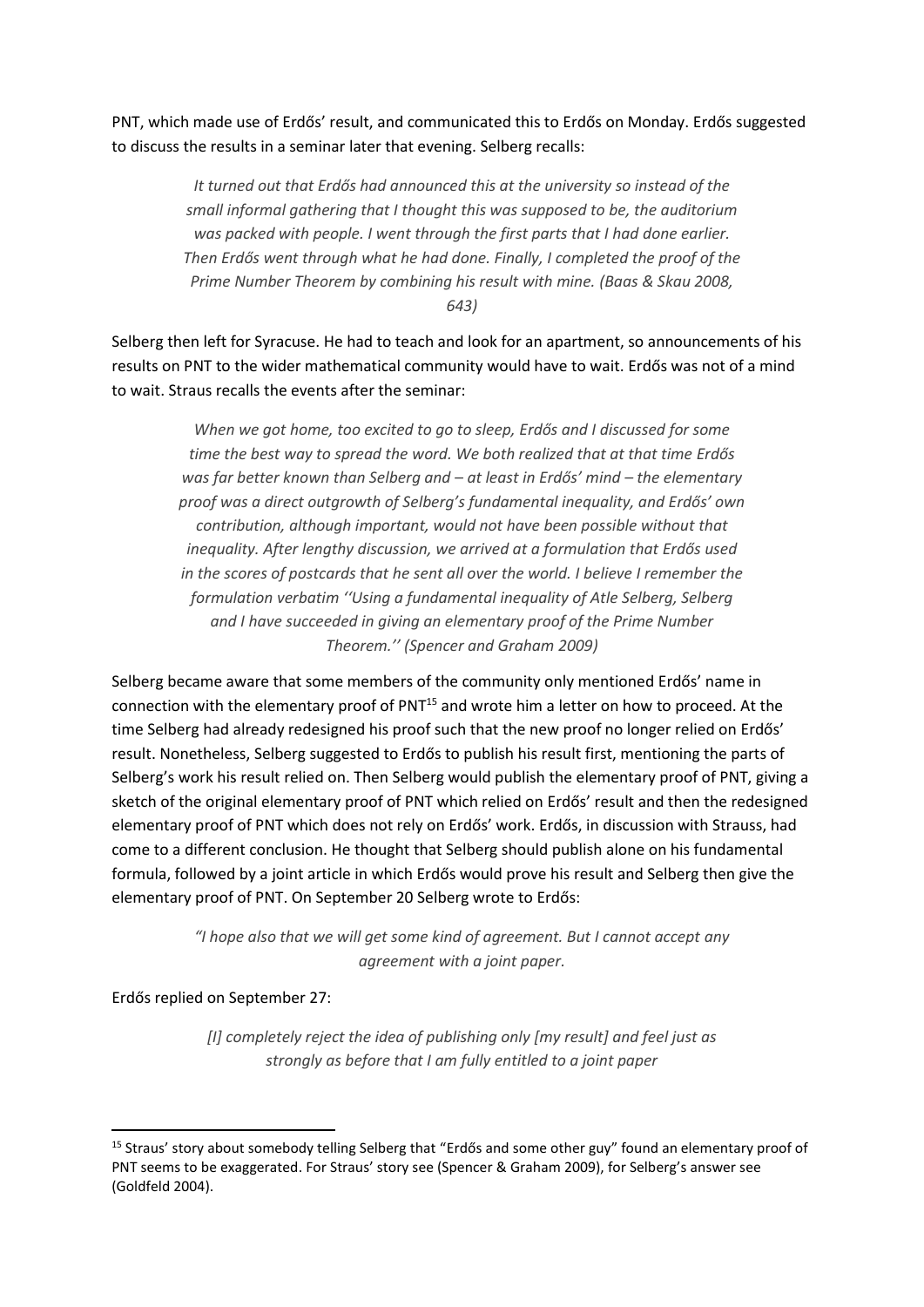PNT, which made use of Erdős' result, and communicated this to Erdős on Monday. Erdős suggested to discuss the results in a seminar later that evening. Selberg recalls:

> *It turned out that Erdős had announced this at the university so instead of the small informal gathering that I thought this was supposed to be, the auditorium was packed with people. I went through the first parts that I had done earlier. Then Erdős went through what he had done. Finally, I completed the proof of the Prime Number Theorem by combining his result with mine. (Baas & Skau 2008, 643)*

Selberg then left for Syracuse. He had to teach and look for an apartment, so announcements of his results on PNT to the wider mathematical community would have to wait. Erdős was not of a mind to wait. Straus recalls the events after the seminar:

> *When we got home, too excited to go to sleep, Erdős and I discussed for some time the best way to spread the word. We both realized that at that time Erdős was far better known than Selberg and – at least in Erdős' mind – the elementary proof was a direct outgrowth of Selberg's fundamental inequality, and Erdős' own contribution, although important, would not have been possible without that inequality. After lengthy discussion, we arrived at a formulation that Erdős used in the scores of postcards that he sent all over the world. I believe I remember the formulation verbatim ''Using a fundamental inequality of Atle Selberg, Selberg and I have succeeded in giving an elementary proof of the Prime Number Theorem.'' (Spencer and Graham 2009)*

Selberg became aware that some members of the community only mentioned Erdős' name in connection with the elementary proof of PNT[15] and wrote him a letter on how to proceed. At the time Selberg had already redesigned his proof such that the new proof no longer relied on Erdős' result. Nonetheless, Selberg suggested to Erdős to publish his result first, mentioning the parts of Selberg's work his result relied on. Then Selberg would publish the elementary proof of PNT, giving a sketch of the original elementary proof of PNT which relied on Erdős' result and then the redesigned elementary proof of PNT which does not rely on Erdős' work. Erdős, in discussion with Strauss, had come to a different conclusion. He thought that Selberg should publish alone on his fundamental formula, followed by a joint article in which Erdős would prove his result and Selberg then give the elementary proof of PNT. On September 20 Selberg wrote to Erdős:

> *"I hope also that we will get some kind of agreement. But I cannot accept any agreement with a joint paper.*

Erdős replied on September 27:

> *[I] completely reject the idea of publishing only [my result] and feel just as strongly as before that I am fully entitled to a joint paper*

---

[15] Straus' story about somebody telling Selberg that "Erdős and some other guy" found an elementary proof of PNT seems to be exaggerated. For Straus' story see (Spencer & Graham 2009), for Selberg's answer see (Goldfeld 2004).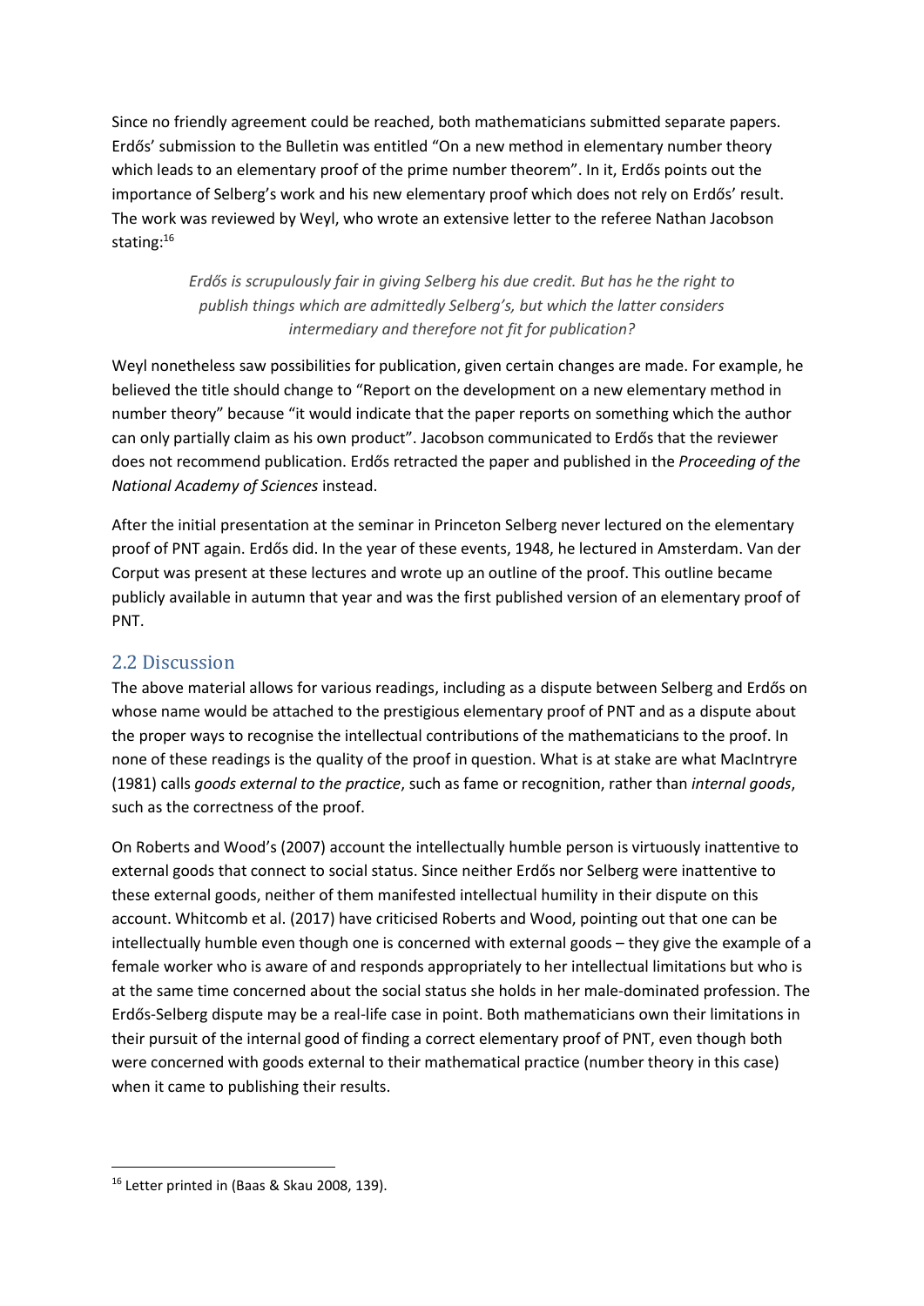Since no friendly agreement could be reached, both mathematicians submitted separate papers. Erdős' submission to the Bulletin was entitled "On a new method in elementary number theory which leads to an elementary proof of the prime number theorem". In it, Erdős points out the importance of Selberg's work and his new elementary proof which does not rely on Erdős' result. The work was reviewed by Weyl, who wrote an extensive letter to the referee Nathan Jacobson stating:[16]

> *Erdős is scrupulously fair in giving Selberg his due credit. But has he the right to publish things which are admittedly Selberg's, but which the latter considers intermediary and therefore not fit for publication?*

Weyl nonetheless saw possibilities for publication, given certain changes are made. For example, he believed the title should change to "Report on the development on a new elementary method in number theory" because "it would indicate that the paper reports on something which the author can only partially claim as his own product". Jacobson communicated to Erdős that the reviewer does not recommend publication. Erdős retracted the paper and published in the *Proceeding of the National Academy of Sciences* instead.

After the initial presentation at the seminar in Princeton Selberg never lectured on the elementary proof of PNT again. Erdős did. In the year of these events, 1948, he lectured in Amsterdam. Van der Corput was present at these lectures and wrote up an outline of the proof. This outline became publicly available in autumn that year and was the first published version of an elementary proof of PNT.

## 2.2 Discussion

The above material allows for various readings, including as a dispute between Selberg and Erdős on whose name would be attached to the prestigious elementary proof of PNT and as a dispute about the proper ways to recognise the intellectual contributions of the mathematicians to the proof. In none of these readings is the quality of the proof in question. What is at stake are what MacIntryre (1981) calls *goods external to the practice*, such as fame or recognition, rather than *internal goods*, such as the correctness of the proof.

On Roberts and Wood's (2007) account the intellectually humble person is virtuously inattentive to external goods that connect to social status. Since neither Erdős nor Selberg were inattentive to these external goods, neither of them manifested intellectual humility in their dispute on this account. Whitcomb et al. (2017) have criticised Roberts and Wood, pointing out that one can be intellectually humble even though one is concerned with external goods – they give the example of a female worker who is aware of and responds appropriately to her intellectual limitations but who is at the same time concerned about the social status she holds in her male-dominated profession. The Erdős-Selberg dispute may be a real-life case in point. Both mathematicians own their limitations in their pursuit of the internal good of finding a correct elementary proof of PNT, even though both were concerned with goods external to their mathematical practice (number theory in this case) when it came to publishing their results.

[16] Letter printed in (Baas & Skau 2008, 139).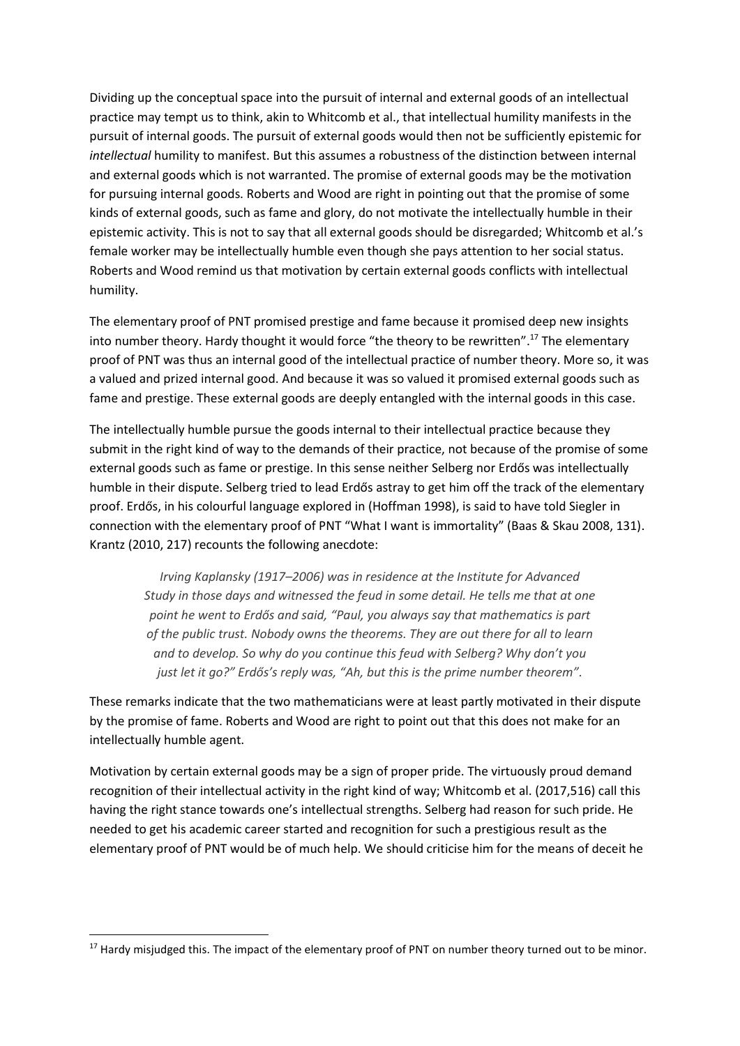Dividing up the conceptual space into the pursuit of internal and external goods of an intellectual practice may tempt us to think, akin to Whitcomb et al., that intellectual humility manifests in the pursuit of internal goods. The pursuit of external goods would then not be sufficiently epistemic for *intellectual* humility to manifest. But this assumes a robustness of the distinction between internal and external goods which is not warranted. The promise of external goods may be the motivation for pursuing internal goods. Roberts and Wood are right in pointing out that the promise of some kinds of external goods, such as fame and glory, do not motivate the intellectually humble in their epistemic activity. This is not to say that all external goods should be disregarded; Whitcomb et al.'s female worker may be intellectually humble even though she pays attention to her social status. Roberts and Wood remind us that motivation by certain external goods conflicts with intellectual humility.

The elementary proof of PNT promised prestige and fame because it promised deep new insights into number theory. Hardy thought it would force "the theory to be rewritten".[17] The elementary proof of PNT was thus an internal good of the intellectual practice of number theory. More so, it was a valued and prized internal good. And because it was so valued it promised external goods such as fame and prestige. These external goods are deeply entangled with the internal goods in this case.

The intellectually humble pursue the goods internal to their intellectual practice because they submit in the right kind of way to the demands of their practice, not because of the promise of some external goods such as fame or prestige. In this sense neither Selberg nor Erdős was intellectually humble in their dispute. Selberg tried to lead Erdős astray to get him off the track of the elementary proof. Erdős, in his colourful language explored in (Hoffman 1998), is said to have told Siegler in connection with the elementary proof of PNT "What I want is immortality" (Baas & Skau 2008, 131). Krantz (2010, 217) recounts the following anecdote:

> *Irving Kaplansky (1917–2006) was in residence at the Institute for Advanced Study in those days and witnessed the feud in some detail. He tells me that at one point he went to Erdős and said, "Paul, you always say that mathematics is part of the public trust. Nobody owns the theorems. They are out there for all to learn and to develop. So why do you continue this feud with Selberg? Why don't you just let it go?" Erdős's reply was, "Ah, but this is the prime number theorem".*

These remarks indicate that the two mathematicians were at least partly motivated in their dispute by the promise of fame. Roberts and Wood are right to point out that this does not make for an intellectually humble agent.

Motivation by certain external goods may be a sign of proper pride. The virtuously proud demand recognition of their intellectual activity in the right kind of way; Whitcomb et al. (2017,516) call this having the right stance towards one's intellectual strengths. Selberg had reason for such pride. He needed to get his academic career started and recognition for such a prestigious result as the elementary proof of PNT would be of much help. We should criticise him for the means of deceit he

---

[17] Hardy misjudged this. The impact of the elementary proof of PNT on number theory turned out to be minor.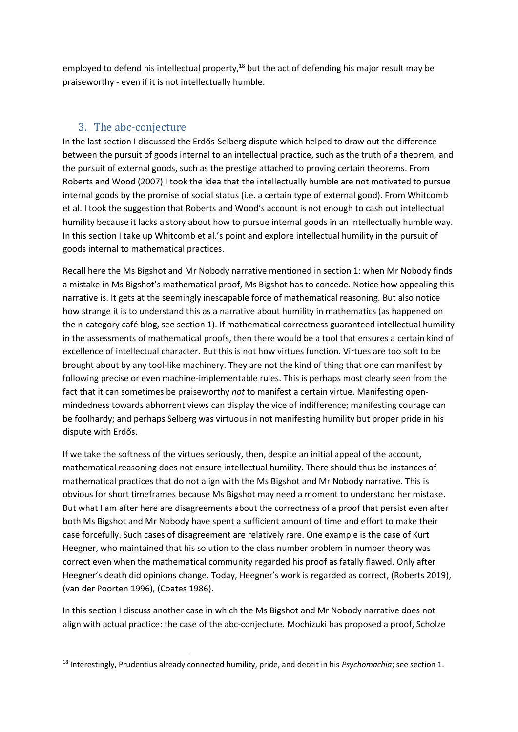employed to defend his intellectual property,[18] but the act of defending his major result may be praiseworthy - even if it is not intellectually humble.

## 3. The abc-conjecture

In the last section I discussed the Erdős-Selberg dispute which helped to draw out the difference between the pursuit of goods internal to an intellectual practice, such as the truth of a theorem, and the pursuit of external goods, such as the prestige attached to proving certain theorems. From Roberts and Wood (2007) I took the idea that the intellectually humble are not motivated to pursue internal goods by the promise of social status (i.e. a certain type of external good). From Whitcomb et al. I took the suggestion that Roberts and Wood's account is not enough to cash out intellectual humility because it lacks a story about how to pursue internal goods in an intellectually humble way. In this section I take up Whitcomb et al.'s point and explore intellectual humility in the pursuit of goods internal to mathematical practices.

Recall here the Ms Bigshot and Mr Nobody narrative mentioned in section 1: when Mr Nobody finds a mistake in Ms Bigshot's mathematical proof, Ms Bigshot has to concede. Notice how appealing this narrative is. It gets at the seemingly inescapable force of mathematical reasoning. But also notice how strange it is to understand this as a narrative about humility in mathematics (as happened on the n-category café blog, see section 1). If mathematical correctness guaranteed intellectual humility in the assessments of mathematical proofs, then there would be a tool that ensures a certain kind of excellence of intellectual character. But this is not how virtues function. Virtues are too soft to be brought about by any tool-like machinery. They are not the kind of thing that one can manifest by following precise or even machine-implementable rules. This is perhaps most clearly seen from the fact that it can sometimes be praiseworthy *not* to manifest a certain virtue. Manifesting open-mindedness towards abhorrent views can display the vice of indifference; manifesting courage can be foolhardy; and perhaps Selberg was virtuous in not manifesting humility but proper pride in his dispute with Erdős.

If we take the softness of the virtues seriously, then, despite an initial appeal of the account, mathematical reasoning does not ensure intellectual humility. There should thus be instances of mathematical practices that do not align with the Ms Bigshot and Mr Nobody narrative. This is obvious for short timeframes because Ms Bigshot may need a moment to understand her mistake. But what I am after here are disagreements about the correctness of a proof that persist even after both Ms Bigshot and Mr Nobody have spent a sufficient amount of time and effort to make their case forcefully. Such cases of disagreement are relatively rare. One example is the case of Kurt Heegner, who maintained that his solution to the class number problem in number theory was correct even when the mathematical community regarded his proof as fatally flawed. Only after Heegner's death did opinions change. Today, Heegner's work is regarded as correct, (Roberts 2019), (van der Poorten 1996), (Coates 1986).

In this section I discuss another case in which the Ms Bigshot and Mr Nobody narrative does not align with actual practice: the case of the abc-conjecture. Mochizuki has proposed a proof, Scholze

---

[18] Interestingly, Prudentius already connected humility, pride, and deceit in his *Psychomachia*; see section 1.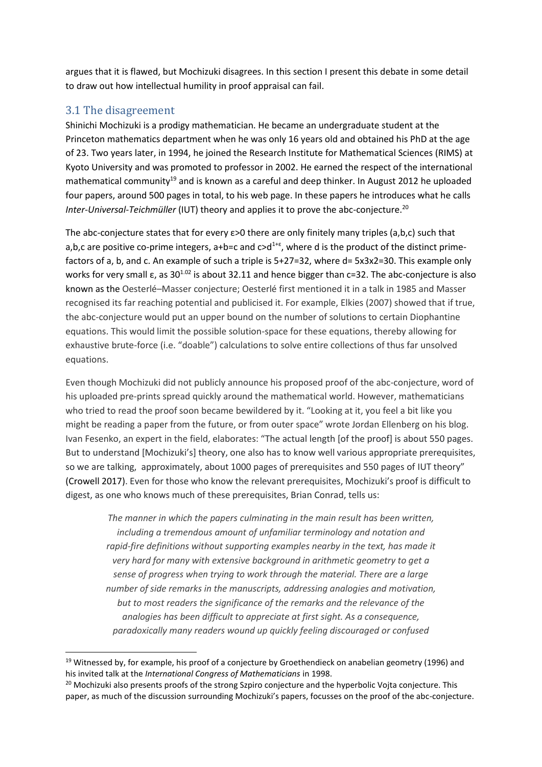argues that it is flawed, but Mochizuki disagrees. In this section I present this debate in some detail to draw out how intellectual humility in proof appraisal can fail.

## 3.1 The disagreement

Shinichi Mochizuki is a prodigy mathematician. He became an undergraduate student at the Princeton mathematics department when he was only 16 years old and obtained his PhD at the age of 23. Two years later, in 1994, he joined the Research Institute for Mathematical Sciences (RIMS) at Kyoto University and was promoted to professor in 2002. He earned the respect of the international mathematical community[19] and is known as a careful and deep thinker. In August 2012 he uploaded four papers, around 500 pages in total, to his web page. In these papers he introduces what he calls *Inter-Universal-Teichmüller* (IUT) theory and applies it to prove the abc-conjecture.[20]

The abc-conjecture states that for every $\varepsilon>0$ there are only finitely many triples (a,b,c) such that a,b,c are positive co-prime integers, $a+b=c$ and $c>d^{1+\varepsilon}$, where d is the product of the distinct prime-factors of a, b, and c. An example of such a triple is $5+27=32$, where $d= 5\times3\times2=30$. This example only works for very small $\varepsilon$, as $30^{1.02}$ is about 32.11 and hence bigger than $c=32$. The abc-conjecture is also known as the Oesterlé–Masser conjecture; Oesterlé first mentioned it in a talk in 1985 and Masser recognised its far reaching potential and publicised it. For example, Elkies (2007) showed that if true, the abc-conjecture would put an upper bound on the number of solutions to certain Diophantine equations. This would limit the possible solution-space for these equations, thereby allowing for exhaustive brute-force (i.e. "doable") calculations to solve entire collections of thus far unsolved equations.

Even though Mochizuki did not publicly announce his proposed proof of the abc-conjecture, word of his uploaded pre-prints spread quickly around the mathematical world. However, mathematicians who tried to read the proof soon became bewildered by it. "Looking at it, you feel a bit like you might be reading a paper from the future, or from outer space" wrote Jordan Ellenberg on his blog. Ivan Fesenko, an expert in the field, elaborates: "The actual length [of the proof] is about 550 pages. But to understand [Mochizuki's] theory, one also has to know well various appropriate prerequisites, so we are talking, approximately, about 1000 pages of prerequisites and 550 pages of IUT theory" (Crowell 2017). Even for those who know the relevant prerequisites, Mochizuki's proof is difficult to digest, as one who knows much of these prerequisites, Brian Conrad, tells us:

> *The manner in which the papers culminating in the main result has been written, including a tremendous amount of unfamiliar terminology and notation and rapid-fire definitions without supporting examples nearby in the text, has made it very hard for many with extensive background in arithmetic geometry to get a sense of progress when trying to work through the material. There are a large number of side remarks in the manuscripts, addressing analogies and motivation, but to most readers the significance of the remarks and the relevance of the analogies has been difficult to appreciate at first sight. As a consequence, paradoxically many readers wound up quickly feeling discouraged or confused*

[19] Witnessed by, for example, his proof of a conjecture by Groethendieck on anabelian geometry (1996) and his invited talk at the *International Congress of Mathematicians* in 1998.

[20] Mochizuki also presents proofs of the strong Szpiro conjecture and the hyperbolic Vojta conjecture. This paper, as much of the discussion surrounding Mochizuki's papers, focusses on the proof of the abc-conjecture.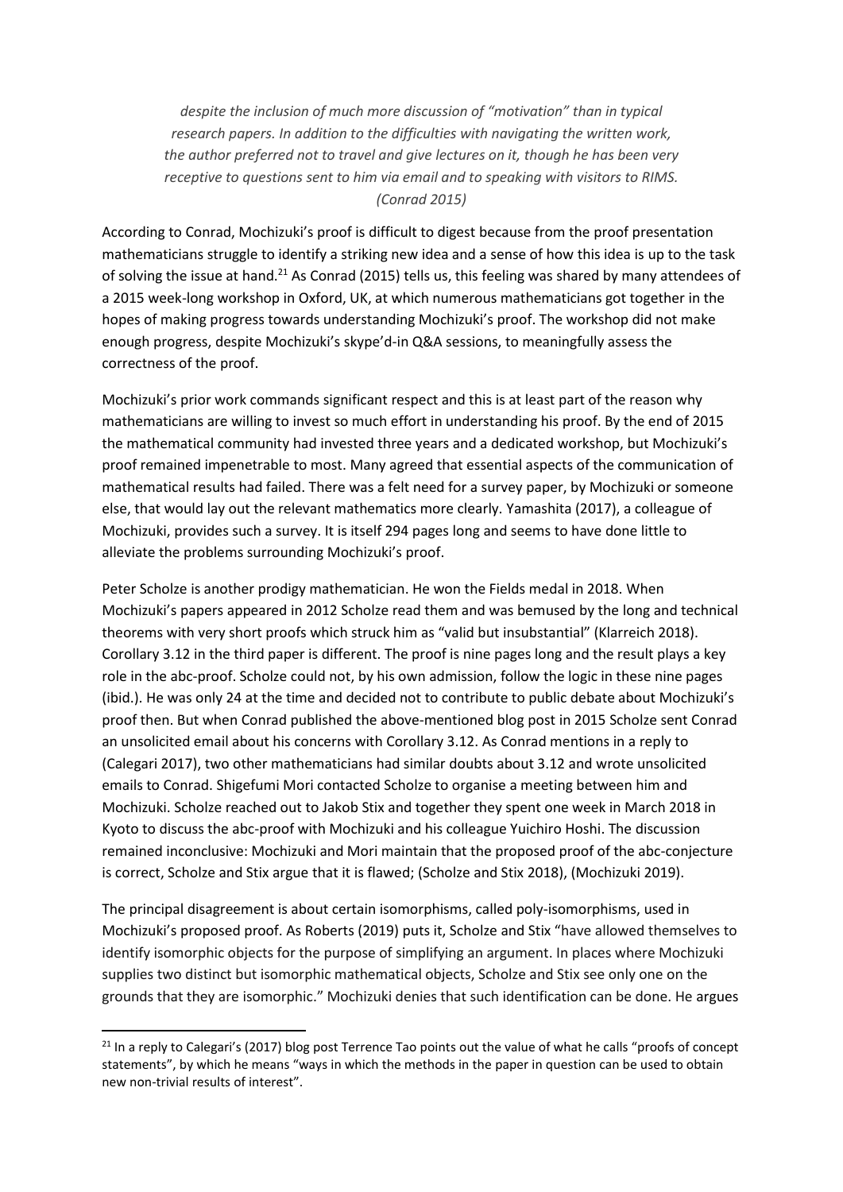*despite the inclusion of much more discussion of "motivation" than in typical research papers. In addition to the difficulties with navigating the written work, the author preferred not to travel and give lectures on it, though he has been very receptive to questions sent to him via email and to speaking with visitors to RIMS. (Conrad 2015)*

According to Conrad, Mochizuki's proof is difficult to digest because from the proof presentation mathematicians struggle to identify a striking new idea and a sense of how this idea is up to the task of solving the issue at hand.[21] As Conrad (2015) tells us, this feeling was shared by many attendees of a 2015 week-long workshop in Oxford, UK, at which numerous mathematicians got together in the hopes of making progress towards understanding Mochizuki's proof. The workshop did not make enough progress, despite Mochizuki's skype'd-in Q&A sessions, to meaningfully assess the correctness of the proof.

Mochizuki's prior work commands significant respect and this is at least part of the reason why mathematicians are willing to invest so much effort in understanding his proof. By the end of 2015 the mathematical community had invested three years and a dedicated workshop, but Mochizuki's proof remained impenetrable to most. Many agreed that essential aspects of the communication of mathematical results had failed. There was a felt need for a survey paper, by Mochizuki or someone else, that would lay out the relevant mathematics more clearly. Yamashita (2017), a colleague of Mochizuki, provides such a survey. It is itself 294 pages long and seems to have done little to alleviate the problems surrounding Mochizuki's proof.

Peter Scholze is another prodigy mathematician. He won the Fields medal in 2018. When Mochizuki's papers appeared in 2012 Scholze read them and was bemused by the long and technical theorems with very short proofs which struck him as "valid but insubstantial" (Klarreich 2018). Corollary 3.12 in the third paper is different. The proof is nine pages long and the result plays a key role in the abc-proof. Scholze could not, by his own admission, follow the logic in these nine pages (ibid.). He was only 24 at the time and decided not to contribute to public debate about Mochizuki's proof then. But when Conrad published the above-mentioned blog post in 2015 Scholze sent Conrad an unsolicited email about his concerns with Corollary 3.12. As Conrad mentions in a reply to (Calegari 2017), two other mathematicians had similar doubts about 3.12 and wrote unsolicited emails to Conrad. Shigefumi Mori contacted Scholze to organise a meeting between him and Mochizuki. Scholze reached out to Jakob Stix and together they spent one week in March 2018 in Kyoto to discuss the abc-proof with Mochizuki and his colleague Yuichiro Hoshi. The discussion remained inconclusive: Mochizuki and Mori maintain that the proposed proof of the abc-conjecture is correct, Scholze and Stix argue that it is flawed; (Scholze and Stix 2018), (Mochizuki 2019).

The principal disagreement is about certain isomorphisms, called poly-isomorphisms, used in Mochizuki's proposed proof. As Roberts (2019) puts it, Scholze and Stix "have allowed themselves to identify isomorphic objects for the purpose of simplifying an argument. In places where Mochizuki supplies two distinct but isomorphic mathematical objects, Scholze and Stix see only one on the grounds that they are isomorphic." Mochizuki denies that such identification can be done. He argues

[21] In a reply to Calegari's (2017) blog post Terrence Tao points out the value of what he calls "proofs of concept statements", by which he means "ways in which the methods in the paper in question can be used to obtain new non-trivial results of interest".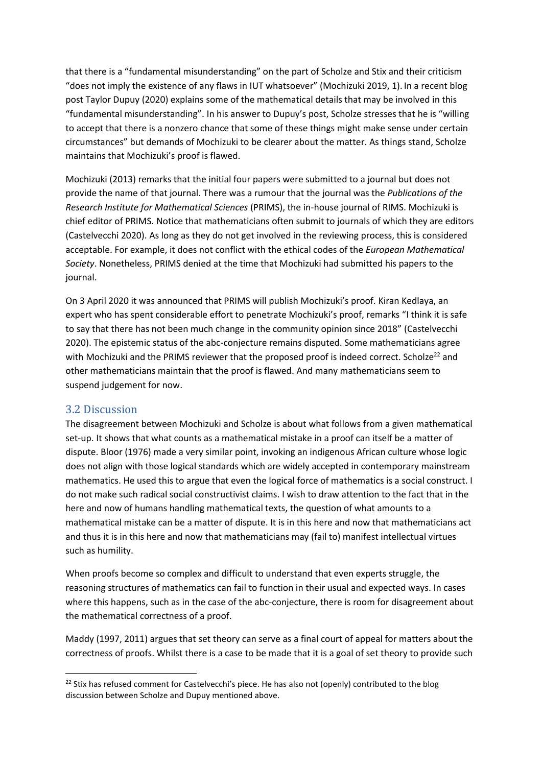that there is a "fundamental misunderstanding" on the part of Scholze and Stix and their criticism "does not imply the existence of any flaws in IUT whatsoever" (Mochizuki 2019, 1). In a recent blog post Taylor Dupuy (2020) explains some of the mathematical details that may be involved in this "fundamental misunderstanding". In his answer to Dupuy's post, Scholze stresses that he is "willing to accept that there is a nonzero chance that some of these things might make sense under certain circumstances" but demands of Mochizuki to be clearer about the matter. As things stand, Scholze maintains that Mochizuki's proof is flawed.

Mochizuki (2013) remarks that the initial four papers were submitted to a journal but does not provide the name of that journal. There was a rumour that the journal was the *Publications of the Research Institute for Mathematical Sciences* (PRIMS), the in-house journal of RIMS. Mochizuki is chief editor of PRIMS. Notice that mathematicians often submit to journals of which they are editors (Castelvecchi 2020). As long as they do not get involved in the reviewing process, this is considered acceptable. For example, it does not conflict with the ethical codes of the *European Mathematical Society*. Nonetheless, PRIMS denied at the time that Mochizuki had submitted his papers to the journal.

On 3 April 2020 it was announced that PRIMS will publish Mochizuki's proof. Kiran Kedlaya, an expert who has spent considerable effort to penetrate Mochizuki's proof, remarks "I think it is safe to say that there has not been much change in the community opinion since 2018" (Castelvecchi 2020). The epistemic status of the abc-conjecture remains disputed. Some mathematicians agree with Mochizuki and the PRIMS reviewer that the proposed proof is indeed correct. Scholze[22] and other mathematicians maintain that the proof is flawed. And many mathematicians seem to suspend judgement for now.

## 3.2 Discussion

The disagreement between Mochizuki and Scholze is about what follows from a given mathematical set-up. It shows that what counts as a mathematical mistake in a proof can itself be a matter of dispute. Bloor (1976) made a very similar point, invoking an indigenous African culture whose logic does not align with those logical standards which are widely accepted in contemporary mainstream mathematics. He used this to argue that even the logical force of mathematics is a social construct. I do not make such radical social constructivist claims. I wish to draw attention to the fact that in the here and now of humans handling mathematical texts, the question of what amounts to a mathematical mistake can be a matter of dispute. It is in this here and now that mathematicians act and thus it is in this here and now that mathematicians may (fail to) manifest intellectual virtues such as humility.

When proofs become so complex and difficult to understand that even experts struggle, the reasoning structures of mathematics can fail to function in their usual and expected ways. In cases where this happens, such as in the case of the abc-conjecture, there is room for disagreement about the mathematical correctness of a proof.

Maddy (1997, 2011) argues that set theory can serve as a final court of appeal for matters about the correctness of proofs. Whilst there is a case to be made that it is a goal of set theory to provide such

---

[22] Stix has refused comment for Castelvecchi's piece. He has also not (openly) contributed to the blog discussion between Scholze and Dupuy mentioned above.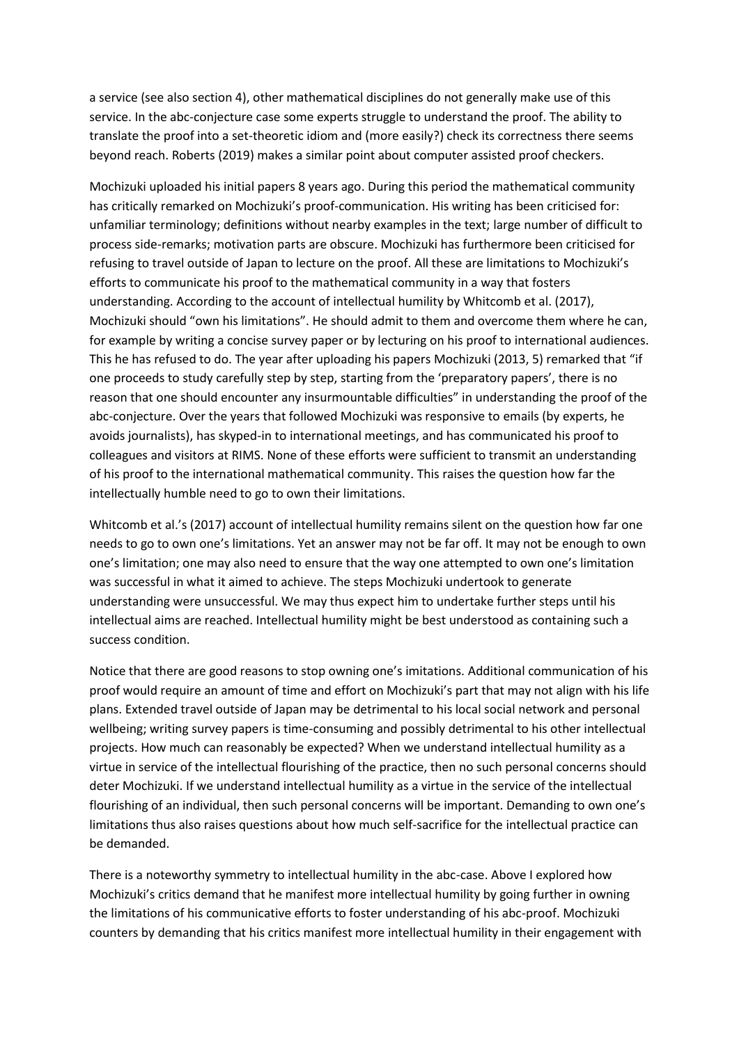a service (see also section 4), other mathematical disciplines do not generally make use of this service. In the abc-conjecture case some experts struggle to understand the proof. The ability to translate the proof into a set-theoretic idiom and (more easily?) check its correctness there seems beyond reach. Roberts (2019) makes a similar point about computer assisted proof checkers.

Mochizuki uploaded his initial papers 8 years ago. During this period the mathematical community has critically remarked on Mochizuki's proof-communication. His writing has been criticised for: unfamiliar terminology; definitions without nearby examples in the text; large number of difficult to process side-remarks; motivation parts are obscure. Mochizuki has furthermore been criticised for refusing to travel outside of Japan to lecture on the proof. All these are limitations to Mochizuki's efforts to communicate his proof to the mathematical community in a way that fosters understanding. According to the account of intellectual humility by Whitcomb et al. (2017), Mochizuki should "own his limitations". He should admit to them and overcome them where he can, for example by writing a concise survey paper or by lecturing on his proof to international audiences. This he has refused to do. The year after uploading his papers Mochizuki (2013, 5) remarked that "if one proceeds to study carefully step by step, starting from the 'preparatory papers', there is no reason that one should encounter any insurmountable difficulties" in understanding the proof of the abc-conjecture. Over the years that followed Mochizuki was responsive to emails (by experts, he avoids journalists), has skyped-in to international meetings, and has communicated his proof to colleagues and visitors at RIMS. None of these efforts were sufficient to transmit an understanding of his proof to the international mathematical community. This raises the question how far the intellectually humble need to go to own their limitations.

Whitcomb et al.'s (2017) account of intellectual humility remains silent on the question how far one needs to go to own one's limitations. Yet an answer may not be far off. It may not be enough to own one's limitation; one may also need to ensure that the way one attempted to own one's limitation was successful in what it aimed to achieve. The steps Mochizuki undertook to generate understanding were unsuccessful. We may thus expect him to undertake further steps until his intellectual aims are reached. Intellectual humility might be best understood as containing such a success condition.

Notice that there are good reasons to stop owning one's imitations. Additional communication of his proof would require an amount of time and effort on Mochizuki's part that may not align with his life plans. Extended travel outside of Japan may be detrimental to his local social network and personal wellbeing; writing survey papers is time-consuming and possibly detrimental to his other intellectual projects. How much can reasonably be expected? When we understand intellectual humility as a virtue in service of the intellectual flourishing of the practice, then no such personal concerns should deter Mochizuki. If we understand intellectual humility as a virtue in the service of the intellectual flourishing of an individual, then such personal concerns will be important. Demanding to own one's limitations thus also raises questions about how much self-sacrifice for the intellectual practice can be demanded.

There is a noteworthy symmetry to intellectual humility in the abc-case. Above I explored how Mochizuki's critics demand that he manifest more intellectual humility by going further in owning the limitations of his communicative efforts to foster understanding of his abc-proof. Mochizuki counters by demanding that his critics manifest more intellectual humility in their engagement with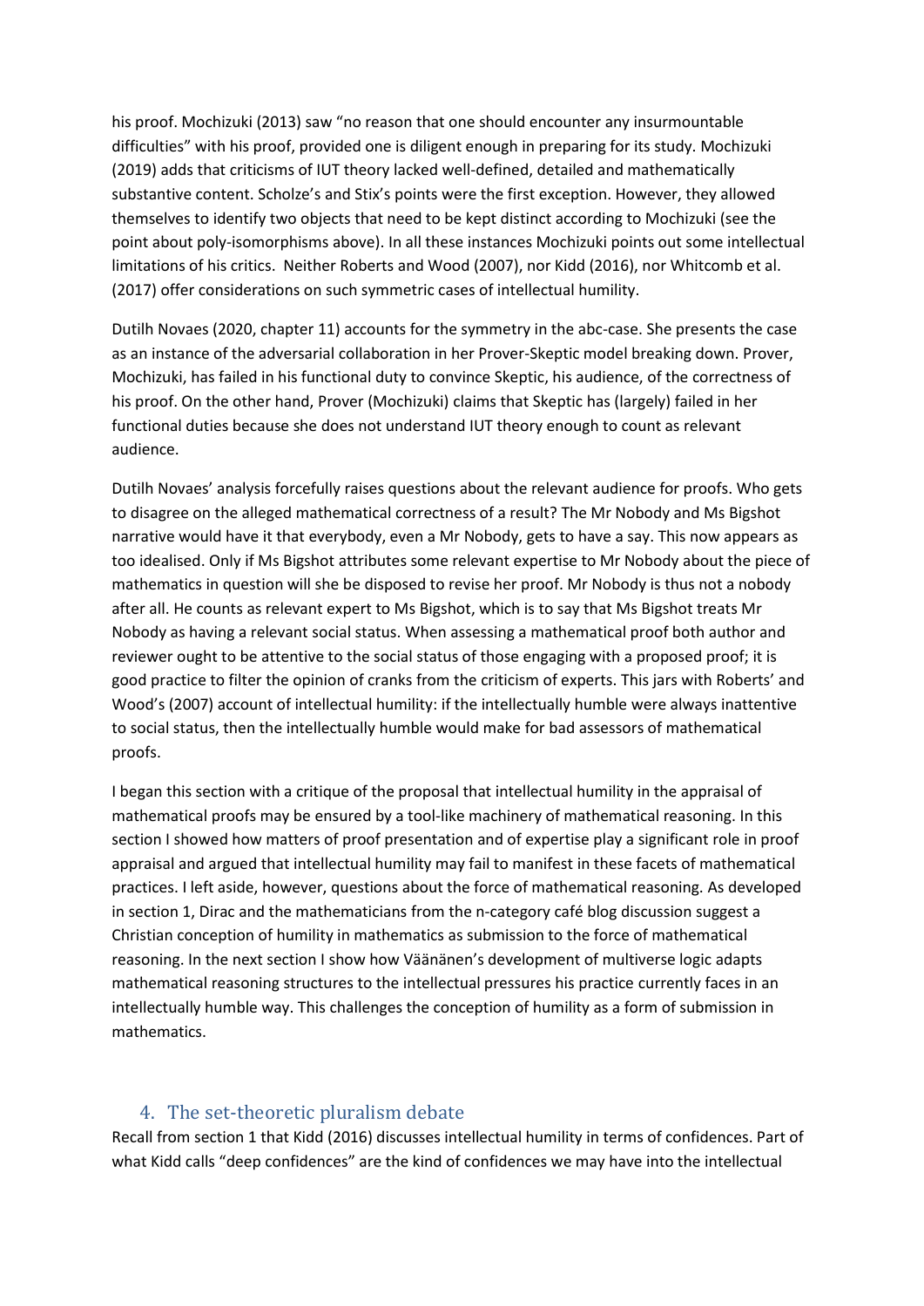his proof. Mochizuki (2013) saw "no reason that one should encounter any insurmountable difficulties" with his proof, provided one is diligent enough in preparing for its study. Mochizuki (2019) adds that criticisms of IUT theory lacked well-defined, detailed and mathematically substantive content. Scholze's and Stix's points were the first exception. However, they allowed themselves to identify two objects that need to be kept distinct according to Mochizuki (see the point about poly-isomorphisms above). In all these instances Mochizuki points out some intellectual limitations of his critics. Neither Roberts and Wood (2007), nor Kidd (2016), nor Whitcomb et al. (2017) offer considerations on such symmetric cases of intellectual humility.

Dutilh Novaes (2020, chapter 11) accounts for the symmetry in the abc-case. She presents the case as an instance of the adversarial collaboration in her Prover-Skeptic model breaking down. Prover, Mochizuki, has failed in his functional duty to convince Skeptic, his audience, of the correctness of his proof. On the other hand, Prover (Mochizuki) claims that Skeptic has (largely) failed in her functional duties because she does not understand IUT theory enough to count as relevant audience.

Dutilh Novaes' analysis forcefully raises questions about the relevant audience for proofs. Who gets to disagree on the alleged mathematical correctness of a result? The Mr Nobody and Ms Bigshot narrative would have it that everybody, even a Mr Nobody, gets to have a say. This now appears as too idealised. Only if Ms Bigshot attributes some relevant expertise to Mr Nobody about the piece of mathematics in question will she be disposed to revise her proof. Mr Nobody is thus not a nobody after all. He counts as relevant expert to Ms Bigshot, which is to say that Ms Bigshot treats Mr Nobody as having a relevant social status. When assessing a mathematical proof both author and reviewer ought to be attentive to the social status of those engaging with a proposed proof; it is good practice to filter the opinion of cranks from the criticism of experts. This jars with Roberts' and Wood's (2007) account of intellectual humility: if the intellectually humble were always inattentive to social status, then the intellectually humble would make for bad assessors of mathematical proofs.

I began this section with a critique of the proposal that intellectual humility in the appraisal of mathematical proofs may be ensured by a tool-like machinery of mathematical reasoning. In this section I showed how matters of proof presentation and of expertise play a significant role in proof appraisal and argued that intellectual humility may fail to manifest in these facets of mathematical practices. I left aside, however, questions about the force of mathematical reasoning. As developed in section 1, Dirac and the mathematicians from the n-category café blog discussion suggest a Christian conception of humility in mathematics as submission to the force of mathematical reasoning. In the next section I show how Väänänen's development of multiverse logic adapts mathematical reasoning structures to the intellectual pressures his practice currently faces in an intellectually humble way. This challenges the conception of humility as a form of submission in mathematics.

## 4. The set-theoretic pluralism debate

Recall from section 1 that Kidd (2016) discusses intellectual humility in terms of confidences. Part of what Kidd calls "deep confidences" are the kind of confidences we may have into the intellectual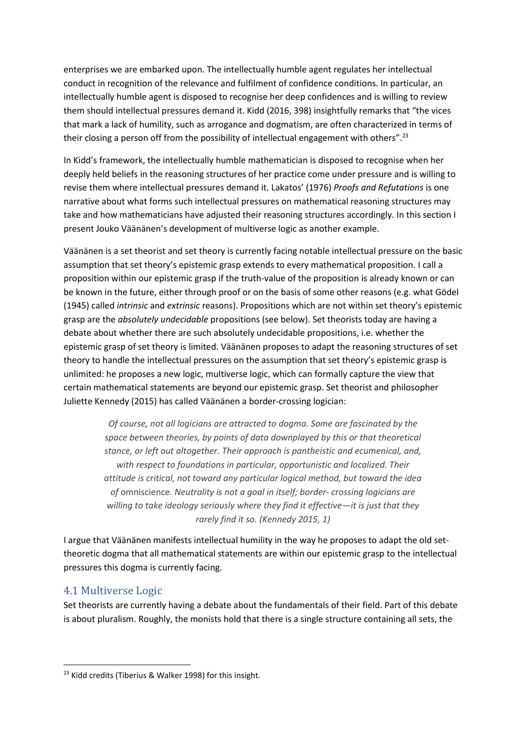enterprises we are embarked upon. The intellectually humble agent regulates her intellectual conduct in recognition of the relevance and fulfilment of confidence conditions. In particular, an intellectually humble agent is disposed to recognise her deep confidences and is willing to review them should intellectual pressures demand it. Kidd (2016, 398) insightfully remarks that "the vices that mark a lack of humility, such as arrogance and dogmatism, are often characterized in terms of their closing a person off from the possibility of intellectual engagement with others".[23]

In Kidd's framework, the intellectually humble mathematician is disposed to recognise when her deeply held beliefs in the reasoning structures of her practice come under pressure and is willing to revise them where intellectual pressures demand it. Lakatos' (1976) *Proofs and Refutations* is one narrative about what forms such intellectual pressures on mathematical reasoning structures may take and how mathematicians have adjusted their reasoning structures accordingly. In this section I present Jouko Väänänen's development of multiverse logic as another example.

Väänänen is a set theorist and set theory is currently facing notable intellectual pressure on the basic assumption that set theory's epistemic grasp extends to every mathematical proposition. I call a proposition within our epistemic grasp if the truth-value of the proposition is already known or can be known in the future, either through proof or on the basis of some other reasons (e.g. what Gödel (1945) called *intrinsic* and *extrinsic* reasons). Propositions which are not within set theory's epistemic grasp are the *absolutely undecidable* propositions (see below). Set theorists today are having a debate about whether there are such absolutely undecidable propositions, i.e. whether the epistemic grasp of set theory is limited. Väänänen proposes to adapt the reasoning structures of set theory to handle the intellectual pressures on the assumption that set theory's epistemic grasp is unlimited: he proposes a new logic, multiverse logic, which can formally capture the view that certain mathematical statements are beyond our epistemic grasp. Set theorist and philosopher Juliette Kennedy (2015) has called Väänänen a border-crossing logician:

> *Of course, not all logicians are attracted to dogma. Some are fascinated by the space between theories, by points of data downplayed by this or that theoretical stance, or left out altogether. Their approach is pantheistic and ecumenical, and, with respect to foundations in particular, opportunistic and localized. Their attitude is critical, not toward any particular logical method, but toward the idea of* omniscience*. Neutrality is not a goal in itself; border- crossing logicians are willing to take ideology seriously where they find it effective—it is just that they rarely find it so. (Kennedy 2015, 1)*

I argue that Väänänen manifests intellectual humility in the way he proposes to adapt the old set-theoretic dogma that all mathematical statements are within our epistemic grasp to the intellectual pressures this dogma is currently facing.

## 4.1 Multiverse Logic

Set theorists are currently having a debate about the fundamentals of their field. Part of this debate is about pluralism. Roughly, the monists hold that there is a single structure containing all sets, the

---

[23] Kidd credits (Tiberius & Walker 1998) for this insight.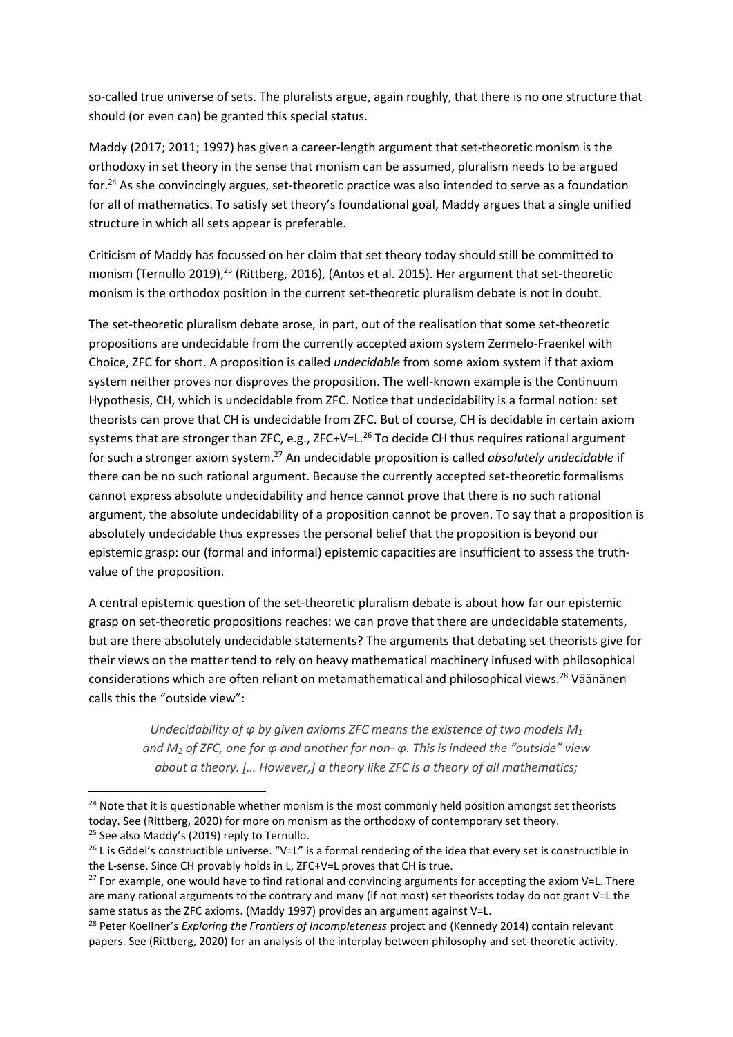so-called true universe of sets. The pluralists argue, again roughly, that there is no one structure that should (or even can) be granted this special status.

Maddy (2017; 2011; 1997) has given a career-length argument that set-theoretic monism is the orthodoxy in set theory in the sense that monism can be assumed, pluralism needs to be argued for.[24] As she convincingly argues, set-theoretic practice was also intended to serve as a foundation for all of mathematics. To satisfy set theory's foundational goal, Maddy argues that a single unified structure in which all sets appear is preferable.

Criticism of Maddy has focussed on her claim that set theory today should still be committed to monism (Ternullo 2019),[25] (Rittberg, 2016), (Antos et al. 2015). Her argument that set-theoretic monism is the orthodox position in the current set-theoretic pluralism debate is not in doubt.

The set-theoretic pluralism debate arose, in part, out of the realisation that some set-theoretic propositions are undecidable from the currently accepted axiom system Zermelo-Fraenkel with Choice, ZFC for short. A proposition is called *undecidable* from some axiom system if that axiom system neither proves nor disproves the proposition. The well-known example is the Continuum Hypothesis, CH, which is undecidable from ZFC. Notice that undecidability is a formal notion: set theorists can prove that CH is undecidable from ZFC. But of course, CH is decidable in certain axiom systems that are stronger than ZFC, e.g., ZFC+V=L.[26] To decide CH thus requires rational argument for such a stronger axiom system.[27] An undecidable proposition is called *absolutely undecidable* if there can be no such rational argument. Because the currently accepted set-theoretic formalisms cannot express absolute undecidability and hence cannot prove that there is no such rational argument, the absolute undecidability of a proposition cannot be proven. To say that a proposition is absolutely undecidable thus expresses the personal belief that the proposition is beyond our epistemic grasp: our (formal and informal) epistemic capacities are insufficient to assess the truth-value of the proposition.

A central epistemic question of the set-theoretic pluralism debate is about how far our epistemic grasp on set-theoretic propositions reaches: we can prove that there are undecidable statements, but are there absolutely undecidable statements? The arguments that debating set theorists give for their views on the matter tend to rely on heavy mathematical machinery infused with philosophical considerations which are often reliant on metamathematical and philosophical views.[28] Väänänen calls this the "outside view":

> *Undecidability of $\varphi$ by given axioms ZFC means the existence of two models $M_1$ and $M_2$ of ZFC, one for $\varphi$ and another for non- $\varphi$. This is indeed the "outside" view about a theory. [… However,] a theory like ZFC is a theory of all mathematics;*

---

[24] Note that it is questionable whether monism is the most commonly held position amongst set theorists today. See (Rittberg, 2020) for more on monism as the orthodoxy of contemporary set theory.

[25] See also Maddy's (2019) reply to Ternullo.

[26] L is Gödel's constructible universe. "V=L" is a formal rendering of the idea that every set is constructible in the L-sense. Since CH provably holds in L, ZFC+V=L proves that CH is true.

[27] For example, one would have to find rational and convincing arguments for accepting the axiom V=L. There are many rational arguments to the contrary and many (if not most) set theorists today do not grant V=L the same status as the ZFC axioms. (Maddy 1997) provides an argument against V=L.

[28] Peter Koellner's *Exploring the Frontiers of Incompleteness* project and (Kennedy 2014) contain relevant papers. See (Rittberg, 2020) for an analysis of the interplay between philosophy and set-theoretic activity.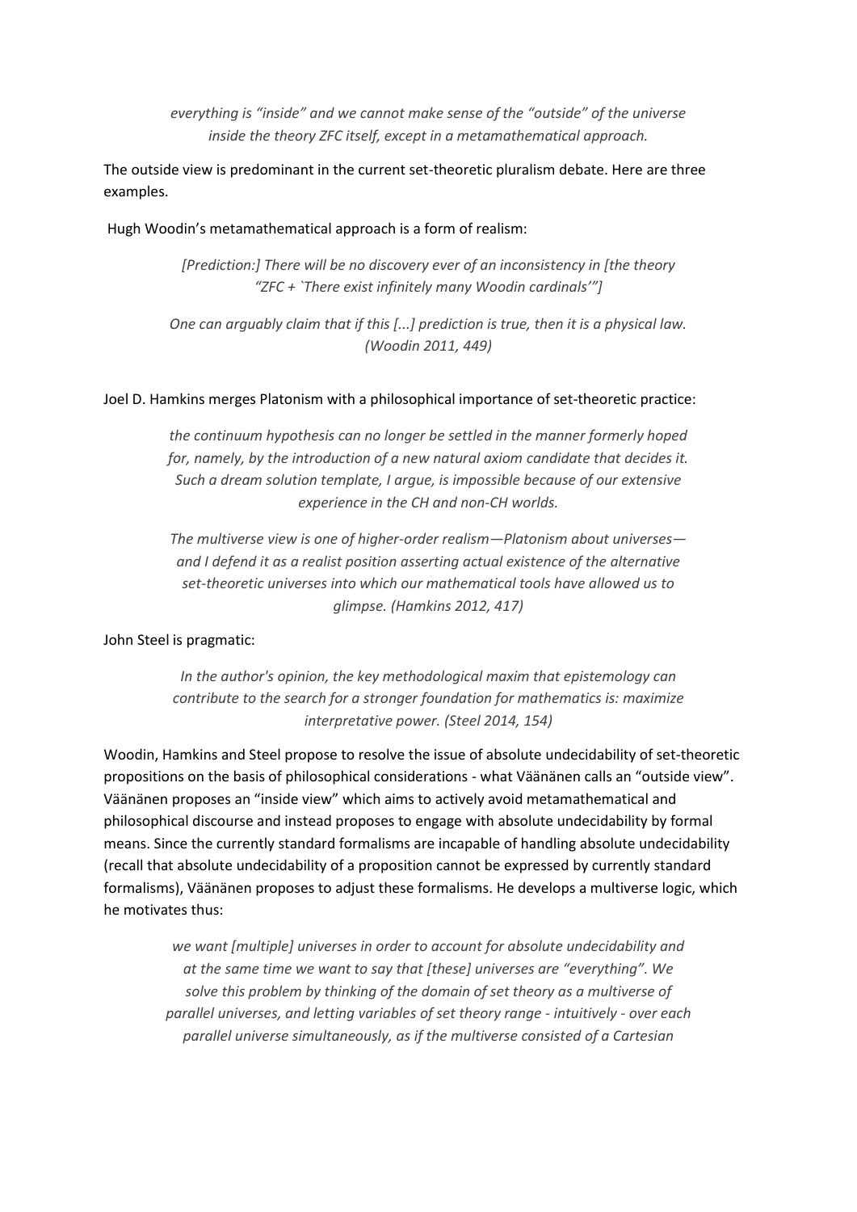*everything is "inside" and we cannot make sense of the "outside" of the universe inside the theory ZFC itself, except in a metamathematical approach.*

The outside view is predominant in the current set-theoretic pluralism debate. Here are three examples.

Hugh Woodin's metamathematical approach is a form of realism:

> *[Prediction:] There will be no discovery ever of an inconsistency in [the theory "ZFC + `There exist infinitely many Woodin cardinals'"]*
>
> *One can arguably claim that if this [...] prediction is true, then it is a physical law. (Woodin 2011, 449)*

Joel D. Hamkins merges Platonism with a philosophical importance of set-theoretic practice:

> *the continuum hypothesis can no longer be settled in the manner formerly hoped for, namely, by the introduction of a new natural axiom candidate that decides it. Such a dream solution template, I argue, is impossible because of our extensive experience in the CH and non-CH worlds.*
>
> *The multiverse view is one of higher-order realism—Platonism about universes—and I defend it as a realist position asserting actual existence of the alternative set-theoretic universes into which our mathematical tools have allowed us to glimpse. (Hamkins 2012, 417)*

John Steel is pragmatic:

> *In the author's opinion, the key methodological maxim that epistemology can contribute to the search for a stronger foundation for mathematics is: maximize interpretative power. (Steel 2014, 154)*

Woodin, Hamkins and Steel propose to resolve the issue of absolute undecidability of set-theoretic propositions on the basis of philosophical considerations - what Väänänen calls an "outside view". Väänänen proposes an "inside view" which aims to actively avoid metamathematical and philosophical discourse and instead proposes to engage with absolute undecidability by formal means. Since the currently standard formalisms are incapable of handling absolute undecidability (recall that absolute undecidability of a proposition cannot be expressed by currently standard formalisms), Väänänen proposes to adjust these formalisms. He develops a multiverse logic, which he motivates thus:

> *we want [multiple] universes in order to account for absolute undecidability and at the same time we want to say that [these] universes are "everything". We solve this problem by thinking of the domain of set theory as a multiverse of parallel universes, and letting variables of set theory range - intuitively - over each parallel universe simultaneously, as if the multiverse consisted of a Cartesian*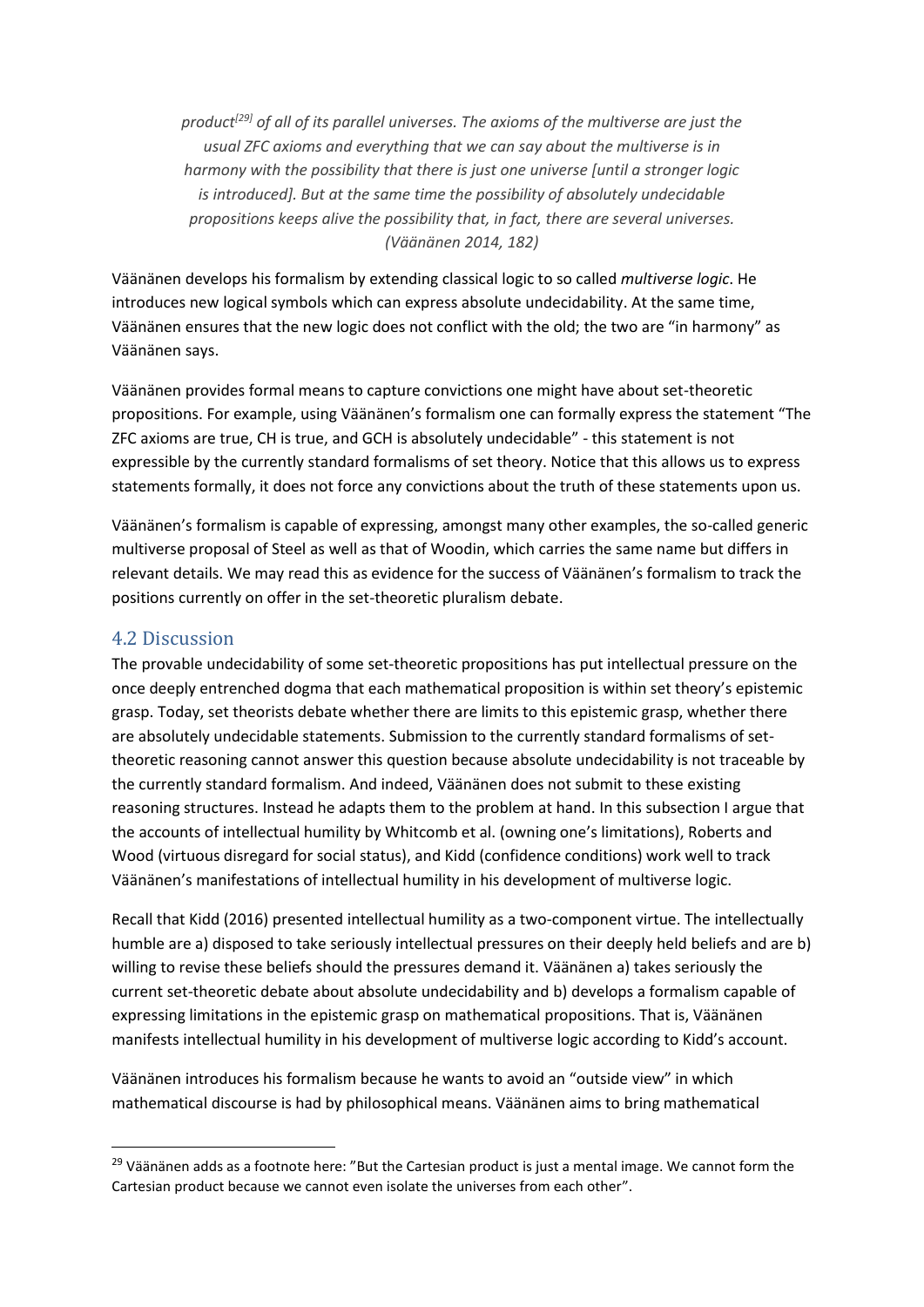*product[29] of all of its parallel universes. The axioms of the multiverse are just the usual ZFC axioms and everything that we can say about the multiverse is in harmony with the possibility that there is just one universe [until a stronger logic is introduced]. But at the same time the possibility of absolutely undecidable propositions keeps alive the possibility that, in fact, there are several universes. (Väänänen 2014, 182)*

Väänänen develops his formalism by extending classical logic to so called *multiverse logic*. He introduces new logical symbols which can express absolute undecidability. At the same time, Väänänen ensures that the new logic does not conflict with the old; the two are "in harmony" as Väänänen says.

Väänänen provides formal means to capture convictions one might have about set-theoretic propositions. For example, using Väänänen's formalism one can formally express the statement "The ZFC axioms are true, CH is true, and GCH is absolutely undecidable" - this statement is not expressible by the currently standard formalisms of set theory. Notice that this allows us to express statements formally, it does not force any convictions about the truth of these statements upon us.

Väänänen's formalism is capable of expressing, amongst many other examples, the so-called generic multiverse proposal of Steel as well as that of Woodin, which carries the same name but differs in relevant details. We may read this as evidence for the success of Väänänen's formalism to track the positions currently on offer in the set-theoretic pluralism debate.

## 4.2 Discussion

The provable undecidability of some set-theoretic propositions has put intellectual pressure on the once deeply entrenched dogma that each mathematical proposition is within set theory's epistemic grasp. Today, set theorists debate whether there are limits to this epistemic grasp, whether there are absolutely undecidable statements. Submission to the currently standard formalisms of set-theoretic reasoning cannot answer this question because absolute undecidability is not traceable by the currently standard formalism. And indeed, Väänänen does not submit to these existing reasoning structures. Instead he adapts them to the problem at hand. In this subsection I argue that the accounts of intellectual humility by Whitcomb et al. (owning one's limitations), Roberts and Wood (virtuous disregard for social status), and Kidd (confidence conditions) work well to track Väänänen's manifestations of intellectual humility in his development of multiverse logic.

Recall that Kidd (2016) presented intellectual humility as a two-component virtue. The intellectually humble are a) disposed to take seriously intellectual pressures on their deeply held beliefs and are b) willing to revise these beliefs should the pressures demand it. Väänänen a) takes seriously the current set-theoretic debate about absolute undecidability and b) develops a formalism capable of expressing limitations in the epistemic grasp on mathematical propositions. That is, Väänänen manifests intellectual humility in his development of multiverse logic according to Kidd's account.

Väänänen introduces his formalism because he wants to avoid an "outside view" in which mathematical discourse is had by philosophical means. Väänänen aims to bring mathematical

[29] Väänänen adds as a footnote here: "But the Cartesian product is just a mental image. We cannot form the Cartesian product because we cannot even isolate the universes from each other".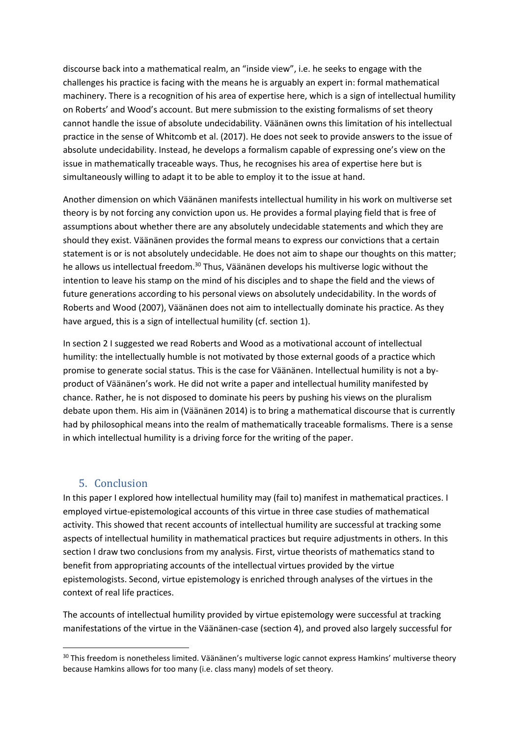discourse back into a mathematical realm, an "inside view", i.e. he seeks to engage with the challenges his practice is facing with the means he is arguably an expert in: formal mathematical machinery. There is a recognition of his area of expertise here, which is a sign of intellectual humility on Roberts' and Wood's account. But mere submission to the existing formalisms of set theory cannot handle the issue of absolute undecidability. Väänänen owns this limitation of his intellectual practice in the sense of Whitcomb et al. (2017). He does not seek to provide answers to the issue of absolute undecidability. Instead, he develops a formalism capable of expressing one's view on the issue in mathematically traceable ways. Thus, he recognises his area of expertise here but is simultaneously willing to adapt it to be able to employ it to the issue at hand.

Another dimension on which Väänänen manifests intellectual humility in his work on multiverse set theory is by not forcing any conviction upon us. He provides a formal playing field that is free of assumptions about whether there are any absolutely undecidable statements and which they are should they exist. Väänänen provides the formal means to express our convictions that a certain statement is or is not absolutely undecidable. He does not aim to shape our thoughts on this matter; he allows us intellectual freedom.[30] Thus, Väänänen develops his multiverse logic without the intention to leave his stamp on the mind of his disciples and to shape the field and the views of future generations according to his personal views on absolutely undecidability. In the words of Roberts and Wood (2007), Väänänen does not aim to intellectually dominate his practice. As they have argued, this is a sign of intellectual humility (cf. section 1).

In section 2 I suggested we read Roberts and Wood as a motivational account of intellectual humility: the intellectually humble is not motivated by those external goods of a practice which promise to generate social status. This is the case for Väänänen. Intellectual humility is not a by-product of Väänänen's work. He did not write a paper and intellectual humility manifested by chance. Rather, he is not disposed to dominate his peers by pushing his views on the pluralism debate upon them. His aim in (Väänänen 2014) is to bring a mathematical discourse that is currently had by philosophical means into the realm of mathematically traceable formalisms. There is a sense in which intellectual humility is a driving force for the writing of the paper.

## 5. Conclusion

In this paper I explored how intellectual humility may (fail to) manifest in mathematical practices. I employed virtue-epistemological accounts of this virtue in three case studies of mathematical activity. This showed that recent accounts of intellectual humility are successful at tracking some aspects of intellectual humility in mathematical practices but require adjustments in others. In this section I draw two conclusions from my analysis. First, virtue theorists of mathematics stand to benefit from appropriating accounts of the intellectual virtues provided by the virtue epistemologists. Second, virtue epistemology is enriched through analyses of the virtues in the context of real life practices.

The accounts of intellectual humility provided by virtue epistemology were successful at tracking manifestations of the virtue in the Väänänen-case (section 4), and proved also largely successful for

[30] This freedom is nonetheless limited. Väänänen's multiverse logic cannot express Hamkins' multiverse theory because Hamkins allows for too many (i.e. class many) models of set theory.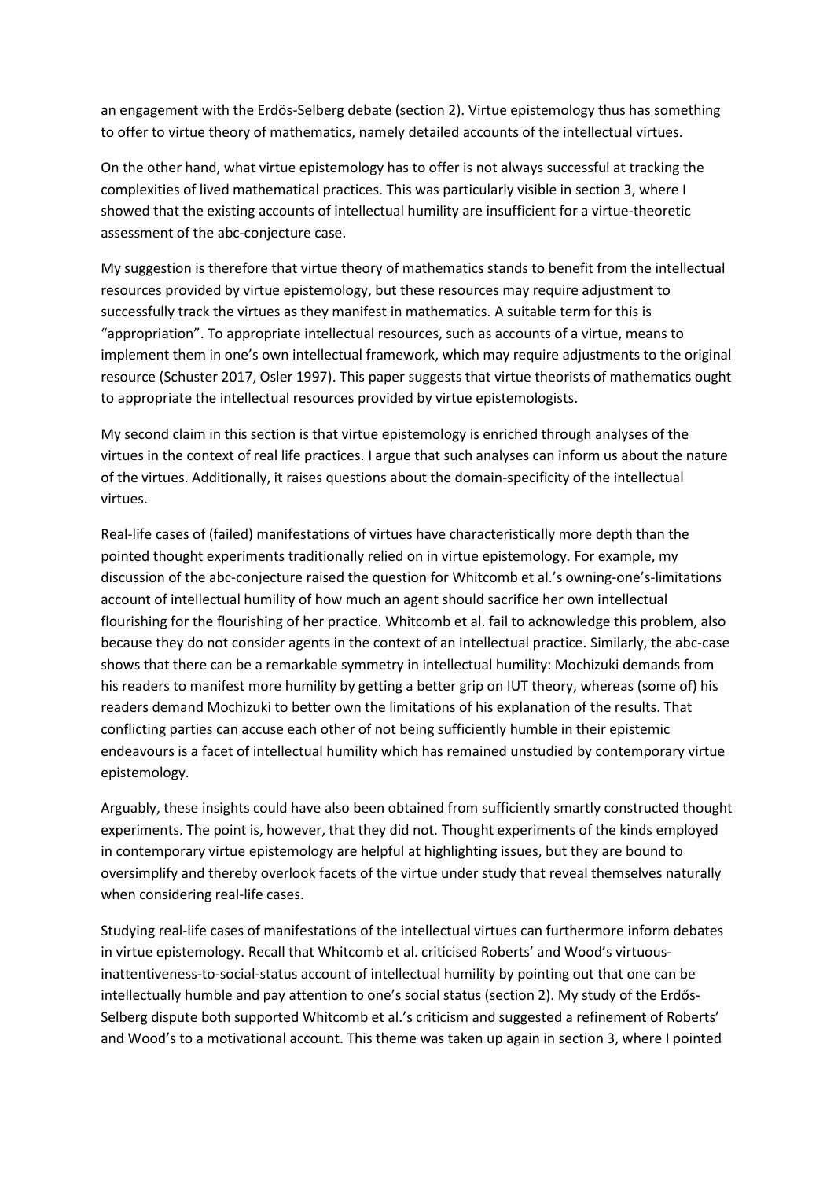an engagement with the Erdös-Selberg debate (section 2). Virtue epistemology thus has something to offer to virtue theory of mathematics, namely detailed accounts of the intellectual virtues.

On the other hand, what virtue epistemology has to offer is not always successful at tracking the complexities of lived mathematical practices. This was particularly visible in section 3, where I showed that the existing accounts of intellectual humility are insufficient for a virtue-theoretic assessment of the abc-conjecture case.

My suggestion is therefore that virtue theory of mathematics stands to benefit from the intellectual resources provided by virtue epistemology, but these resources may require adjustment to successfully track the virtues as they manifest in mathematics. A suitable term for this is "appropriation". To appropriate intellectual resources, such as accounts of a virtue, means to implement them in one's own intellectual framework, which may require adjustments to the original resource (Schuster 2017, Osler 1997). This paper suggests that virtue theorists of mathematics ought to appropriate the intellectual resources provided by virtue epistemologists.

My second claim in this section is that virtue epistemology is enriched through analyses of the virtues in the context of real life practices. I argue that such analyses can inform us about the nature of the virtues. Additionally, it raises questions about the domain-specificity of the intellectual virtues.

Real-life cases of (failed) manifestations of virtues have characteristically more depth than the pointed thought experiments traditionally relied on in virtue epistemology. For example, my discussion of the abc-conjecture raised the question for Whitcomb et al.'s owning-one's-limitations account of intellectual humility of how much an agent should sacrifice her own intellectual flourishing for the flourishing of her practice. Whitcomb et al. fail to acknowledge this problem, also because they do not consider agents in the context of an intellectual practice. Similarly, the abc-case shows that there can be a remarkable symmetry in intellectual humility: Mochizuki demands from his readers to manifest more humility by getting a better grip on IUT theory, whereas (some of) his readers demand Mochizuki to better own the limitations of his explanation of the results. That conflicting parties can accuse each other of not being sufficiently humble in their epistemic endeavours is a facet of intellectual humility which has remained unstudied by contemporary virtue epistemology.

Arguably, these insights could have also been obtained from sufficiently smartly constructed thought experiments. The point is, however, that they did not. Thought experiments of the kinds employed in contemporary virtue epistemology are helpful at highlighting issues, but they are bound to oversimplify and thereby overlook facets of the virtue under study that reveal themselves naturally when considering real-life cases.

Studying real-life cases of manifestations of the intellectual virtues can furthermore inform debates in virtue epistemology. Recall that Whitcomb et al. criticised Roberts' and Wood's virtuous-inattentiveness-to-social-status account of intellectual humility by pointing out that one can be intellectually humble and pay attention to one's social status (section 2). My study of the Erdős-Selberg dispute both supported Whitcomb et al.'s criticism and suggested a refinement of Roberts' and Wood's to a motivational account. This theme was taken up again in section 3, where I pointed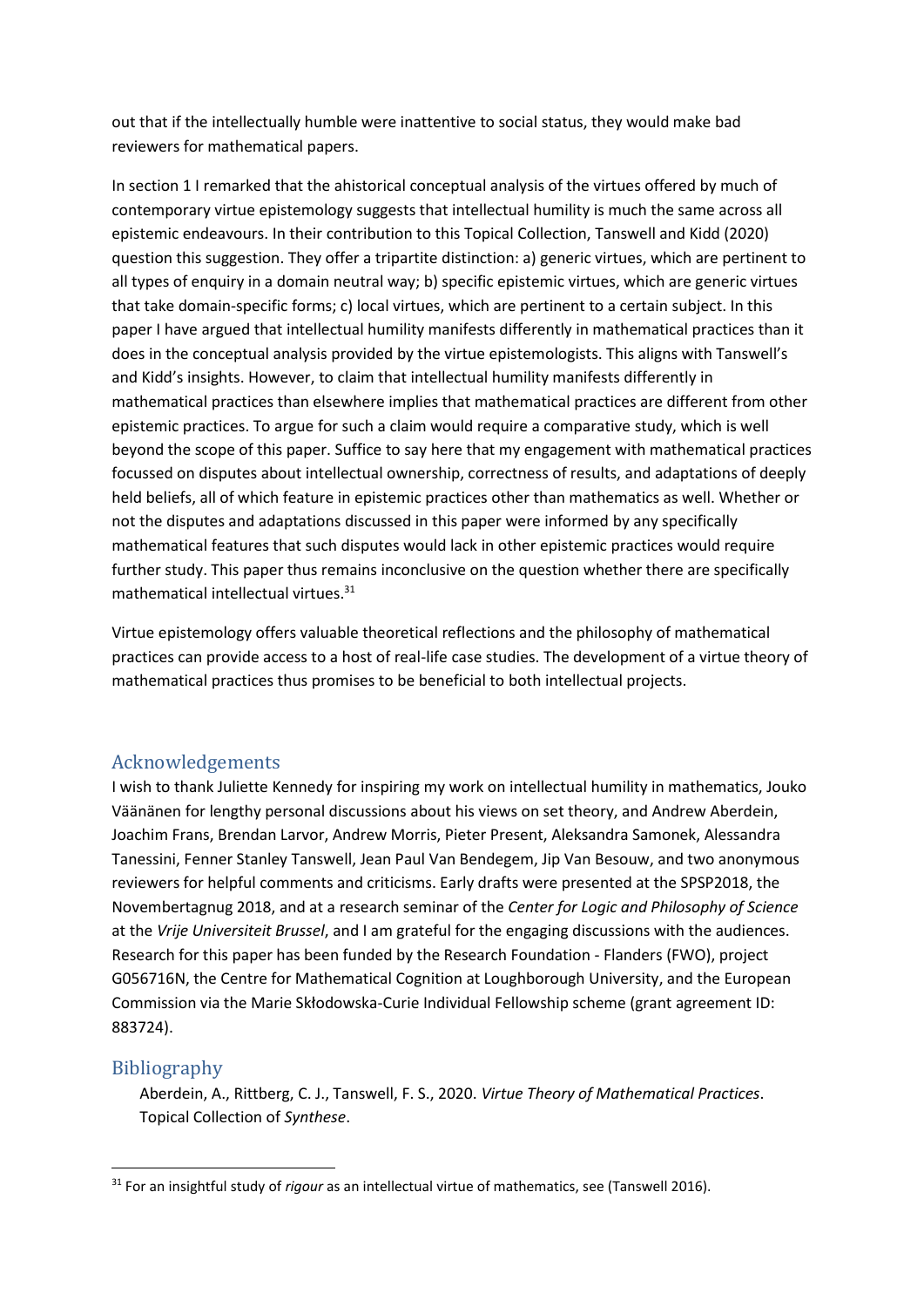out that if the intellectually humble were inattentive to social status, they would make bad reviewers for mathematical papers.

In section 1 I remarked that the ahistorical conceptual analysis of the virtues offered by much of contemporary virtue epistemology suggests that intellectual humility is much the same across all epistemic endeavours. In their contribution to this Topical Collection, Tanswell and Kidd (2020) question this suggestion. They offer a tripartite distinction: a) generic virtues, which are pertinent to all types of enquiry in a domain neutral way; b) specific epistemic virtues, which are generic virtues that take domain-specific forms; c) local virtues, which are pertinent to a certain subject. In this paper I have argued that intellectual humility manifests differently in mathematical practices than it does in the conceptual analysis provided by the virtue epistemologists. This aligns with Tanswell's and Kidd's insights. However, to claim that intellectual humility manifests differently in mathematical practices than elsewhere implies that mathematical practices are different from other epistemic practices. To argue for such a claim would require a comparative study, which is well beyond the scope of this paper. Suffice to say here that my engagement with mathematical practices focussed on disputes about intellectual ownership, correctness of results, and adaptations of deeply held beliefs, all of which feature in epistemic practices other than mathematics as well. Whether or not the disputes and adaptations discussed in this paper were informed by any specifically mathematical features that such disputes would lack in other epistemic practices would require further study. This paper thus remains inconclusive on the question whether there are specifically mathematical intellectual virtues.[31]

Virtue epistemology offers valuable theoretical reflections and the philosophy of mathematical practices can provide access to a host of real-life case studies. The development of a virtue theory of mathematical practices thus promises to be beneficial to both intellectual projects.

## Acknowledgements

I wish to thank Juliette Kennedy for inspiring my work on intellectual humility in mathematics, Jouko Väänänen for lengthy personal discussions about his views on set theory, and Andrew Aberdein, Joachim Frans, Brendan Larvor, Andrew Morris, Pieter Present, Aleksandra Samonek, Alessandra Tanessini, Fenner Stanley Tanswell, Jean Paul Van Bendegem, Jip Van Besouw, and two anonymous reviewers for helpful comments and criticisms. Early drafts were presented at the SPSP2018, the Novembertagnug 2018, and at a research seminar of the *Center for Logic and Philosophy of Science* at the *Vrije Universiteit Brussel*, and I am grateful for the engaging discussions with the audiences. Research for this paper has been funded by the Research Foundation - Flanders (FWO), project G056716N, the Centre for Mathematical Cognition at Loughborough University, and the European Commission via the Marie Skłodowska-Curie Individual Fellowship scheme (grant agreement ID: 883724).

## Bibliography

Aberdein, A., Rittberg, C. J., Tanswell, F. S., 2020. *Virtue Theory of Mathematical Practices*. Topical Collection of *Synthese*.

[31] For an insightful study of *rigour* as an intellectual virtue of mathematics, see (Tanswell 2016).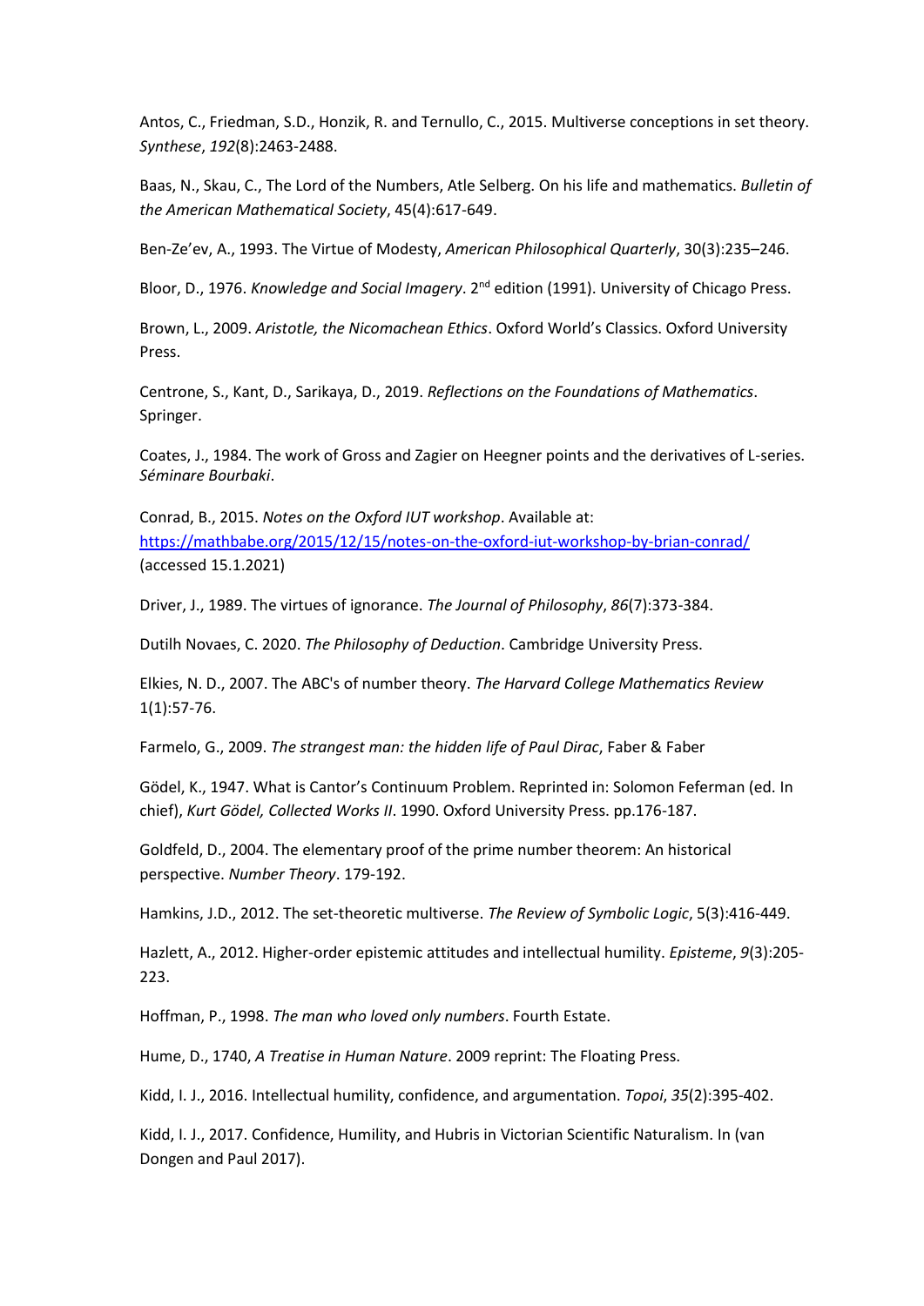Antos, C., Friedman, S.D., Honzik, R. and Ternullo, C., 2015. Multiverse conceptions in set theory. *Synthese*, *192*(8):2463-2488.

Baas, N., Skau, C., The Lord of the Numbers, Atle Selberg. On his life and mathematics. *Bulletin of the American Mathematical Society*, 45(4):617-649.

Ben-Ze'ev, A., 1993. The Virtue of Modesty, *American Philosophical Quarterly*, 30(3):235–246.

Bloor, D., 1976. *Knowledge and Social Imagery*. 2nd edition (1991). University of Chicago Press.

Brown, L., 2009. *Aristotle, the Nicomachean Ethics*. Oxford World's Classics. Oxford University Press.

Centrone, S., Kant, D., Sarikaya, D., 2019. *Reflections on the Foundations of Mathematics*. Springer.

Coates, J., 1984. The work of Gross and Zagier on Heegner points and the derivatives of L-series. *Séminare Bourbaki*.

Conrad, B., 2015. *Notes on the Oxford IUT workshop*. Available at: https://mathbabe.org/2015/12/15/notes-on-the-oxford-iut-workshop-by-brian-conrad/ (accessed 15.1.2021)

Driver, J., 1989. The virtues of ignorance. *The Journal of Philosophy*, *86*(7):373-384.

Dutilh Novaes, C. 2020. *The Philosophy of Deduction*. Cambridge University Press.

Elkies, N. D., 2007. The ABC's of number theory. *The Harvard College Mathematics Review* 1(1):57-76.

Farmelo, G., 2009. *The strangest man: the hidden life of Paul Dirac*, Faber & Faber

Gödel, K., 1947. What is Cantor's Continuum Problem. Reprinted in: Solomon Feferman (ed. In chief), *Kurt Gödel, Collected Works II*. 1990. Oxford University Press. pp.176-187.

Goldfeld, D., 2004. The elementary proof of the prime number theorem: An historical perspective. *Number Theory*. 179-192.

Hamkins, J.D., 2012. The set-theoretic multiverse. *The Review of Symbolic Logic*, 5(3):416-449.

Hazlett, A., 2012. Higher-order epistemic attitudes and intellectual humility. *Episteme*, *9*(3):205-223.

Hoffman, P., 1998. *The man who loved only numbers*. Fourth Estate.

Hume, D., 1740, *A Treatise in Human Nature*. 2009 reprint: The Floating Press.

Kidd, I. J., 2016. Intellectual humility, confidence, and argumentation. *Topoi*, *35*(2):395-402.

Kidd, I. J., 2017. Confidence, Humility, and Hubris in Victorian Scientific Naturalism. In (van Dongen and Paul 2017).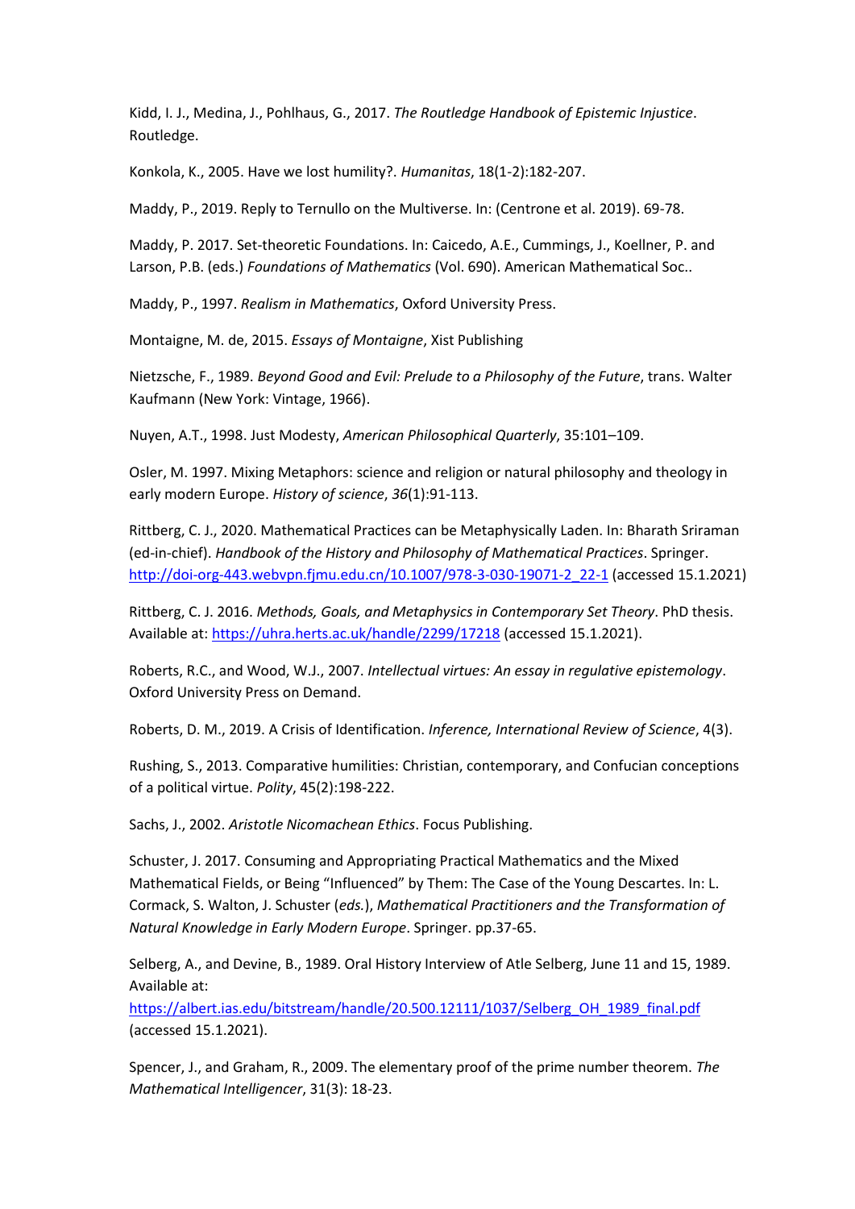Kidd, I. J., Medina, J., Pohlhaus, G., 2017. *The Routledge Handbook of Epistemic Injustice*. Routledge.

Konkola, K., 2005. Have we lost humility?. *Humanitas*, 18(1-2):182-207.

Maddy, P., 2019. Reply to Ternullo on the Multiverse. In: (Centrone et al. 2019). 69-78.

Maddy, P. 2017. Set-theoretic Foundations. In: Caicedo, A.E., Cummings, J., Koellner, P. and Larson, P.B. (eds.) *Foundations of Mathematics* (Vol. 690). American Mathematical Soc..

Maddy, P., 1997. *Realism in Mathematics*, Oxford University Press.

Montaigne, M. de, 2015. *Essays of Montaigne*, Xist Publishing

Nietzsche, F., 1989. *Beyond Good and Evil: Prelude to a Philosophy of the Future*, trans. Walter Kaufmann (New York: Vintage, 1966).

Nuyen, A.T., 1998. Just Modesty, *American Philosophical Quarterly*, 35:101–109.

Osler, M. 1997. Mixing Metaphors: science and religion or natural philosophy and theology in early modern Europe. *History of science*, *36*(1):91-113.

Rittberg, C. J., 2020. Mathematical Practices can be Metaphysically Laden. In: Bharath Sriraman (ed-in-chief). *Handbook of the History and Philosophy of Mathematical Practices*. Springer. http://doi-org-443.webvpn.fjmu.edu.cn/10.1007/978-3-030-19071-2_22-1 (accessed 15.1.2021)

Rittberg, C. J. 2016. *Methods, Goals, and Metaphysics in Contemporary Set Theory*. PhD thesis. Available at: https://uhra.herts.ac.uk/handle/2299/17218 (accessed 15.1.2021).

Roberts, R.C., and Wood, W.J., 2007. *Intellectual virtues: An essay in regulative epistemology*. Oxford University Press on Demand.

Roberts, D. M., 2019. A Crisis of Identification. *Inference, International Review of Science*, 4(3).

Rushing, S., 2013. Comparative humilities: Christian, contemporary, and Confucian conceptions of a political virtue. *Polity*, 45(2):198-222.

Sachs, J., 2002. *Aristotle Nicomachean Ethics*. Focus Publishing.

Schuster, J. 2017. Consuming and Appropriating Practical Mathematics and the Mixed Mathematical Fields, or Being "Influenced" by Them: The Case of the Young Descartes. In: L. Cormack, S. Walton, J. Schuster (*eds.*), *Mathematical Practitioners and the Transformation of Natural Knowledge in Early Modern Europe*. Springer. pp.37-65.

Selberg, A., and Devine, B., 1989. Oral History Interview of Atle Selberg, June 11 and 15, 1989. Available at: https://albert.ias.edu/bitstream/handle/20.500.12111/1037/Selberg_OH_1989_final.pdf (accessed 15.1.2021).

Spencer, J., and Graham, R., 2009. The elementary proof of the prime number theorem. *The Mathematical Intelligencer*, 31(3): 18-23.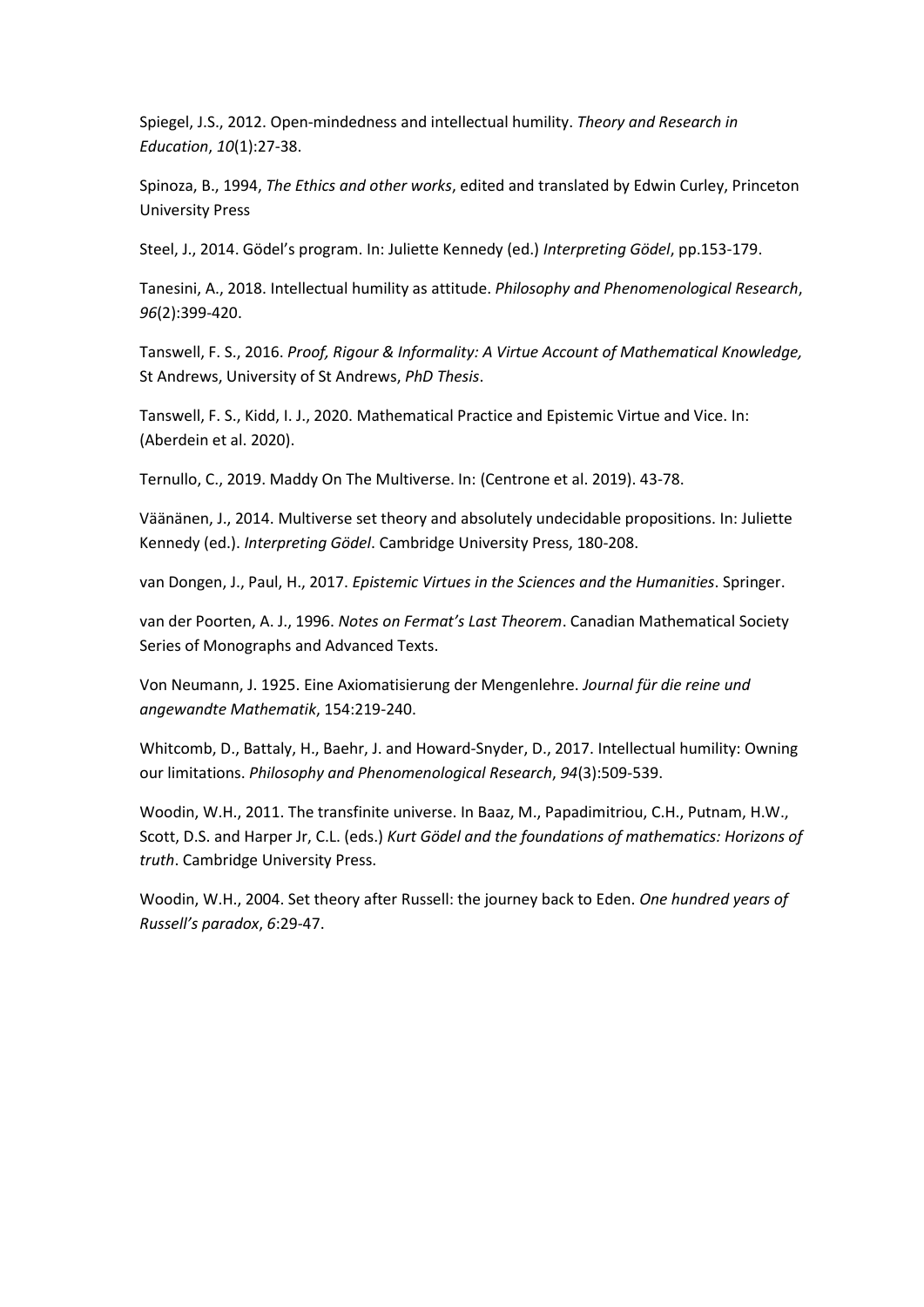Spiegel, J.S., 2012. Open-mindedness and intellectual humility. *Theory and Research in Education*, *10*(1):27-38.

Spinoza, B., 1994, *The Ethics and other works*, edited and translated by Edwin Curley, Princeton University Press

Steel, J., 2014. Gödel's program. In: Juliette Kennedy (ed.) *Interpreting Gödel*, pp.153-179.

Tanesini, A., 2018. Intellectual humility as attitude. *Philosophy and Phenomenological Research*, *96*(2):399-420.

Tanswell, F. S., 2016. *Proof, Rigour & Informality: A Virtue Account of Mathematical Knowledge,* St Andrews, University of St Andrews, *PhD Thesis*.

Tanswell, F. S., Kidd, I. J., 2020. Mathematical Practice and Epistemic Virtue and Vice. In: (Aberdein et al. 2020).

Ternullo, C., 2019. Maddy On The Multiverse. In: (Centrone et al. 2019). 43-78.

Väänänen, J., 2014. Multiverse set theory and absolutely undecidable propositions. In: Juliette Kennedy (ed.). *Interpreting Gödel*. Cambridge University Press, 180-208.

van Dongen, J., Paul, H., 2017. *Epistemic Virtues in the Sciences and the Humanities*. Springer.

van der Poorten, A. J., 1996. *Notes on Fermat's Last Theorem*. Canadian Mathematical Society Series of Monographs and Advanced Texts.

Von Neumann, J. 1925. Eine Axiomatisierung der Mengenlehre. *Journal für die reine und angewandte Mathematik*, 154:219-240.

Whitcomb, D., Battaly, H., Baehr, J. and Howard-Snyder, D., 2017. Intellectual humility: Owning our limitations. *Philosophy and Phenomenological Research*, *94*(3):509-539.

Woodin, W.H., 2011. The transfinite universe. In Baaz, M., Papadimitriou, C.H., Putnam, H.W., Scott, D.S. and Harper Jr, C.L. (eds.) *Kurt Gödel and the foundations of mathematics: Horizons of truth*. Cambridge University Press.

Woodin, W.H., 2004. Set theory after Russell: the journey back to Eden. *One hundred years of Russell's paradox*, *6*:29-47.